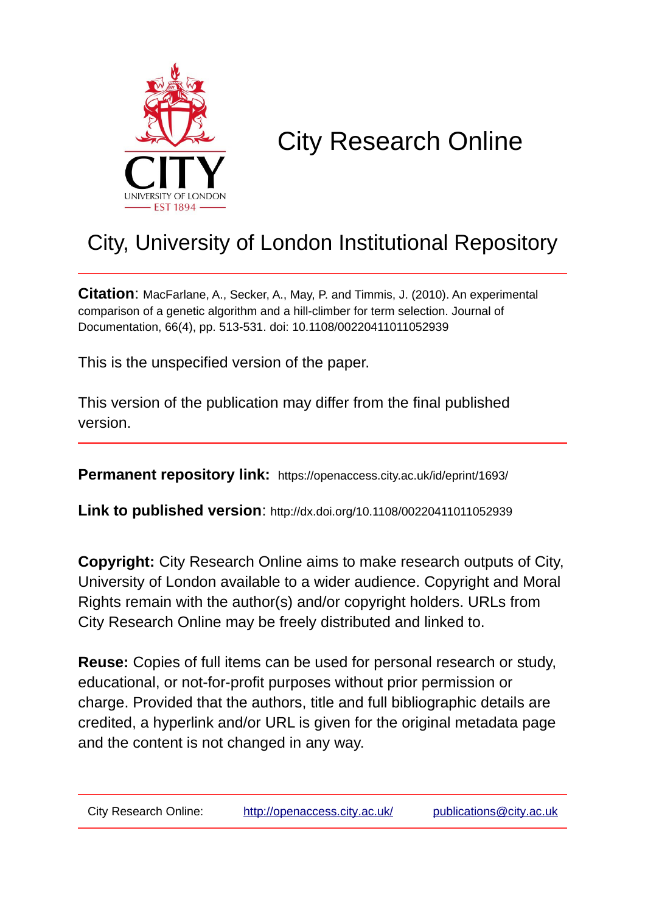# City Research Online

## City, University of London Institutional Repository

**Citation**: MacFarlane, A., Secker, A., May, P. and Timmis, J. (2010). An experimental comparison of a genetic algorithm and a hill-climber for term selection. Journal of Documentation, 66(4), pp. 513-531. doi: 10.1108/00220411011052939

This is the unspecified version of the paper.

This version of the publication may differ from the final published version.

---

**Permanent repository link:** https://openaccess.city.ac.uk/id/eprint/1693/

**Link to published version**: http://dx.doi.org/10.1108/00220411011052939

**Copyright:** City Research Online aims to make research outputs of City, University of London available to a wider audience. Copyright and Moral Rights remain with the author(s) and/or copyright holders. URLs from City Research Online may be freely distributed and linked to.

**Reuse:** Copies of full items can be used for personal research or study, educational, or not-for-profit purposes without prior permission or charge. Provided that the authors, title and full bibliographic details are credited, a hyperlink and/or URL is given for the original metadata page and the content is not changed in any way.

---

City Research Online: http://openaccess.city.ac.uk/ publications@city.ac.uk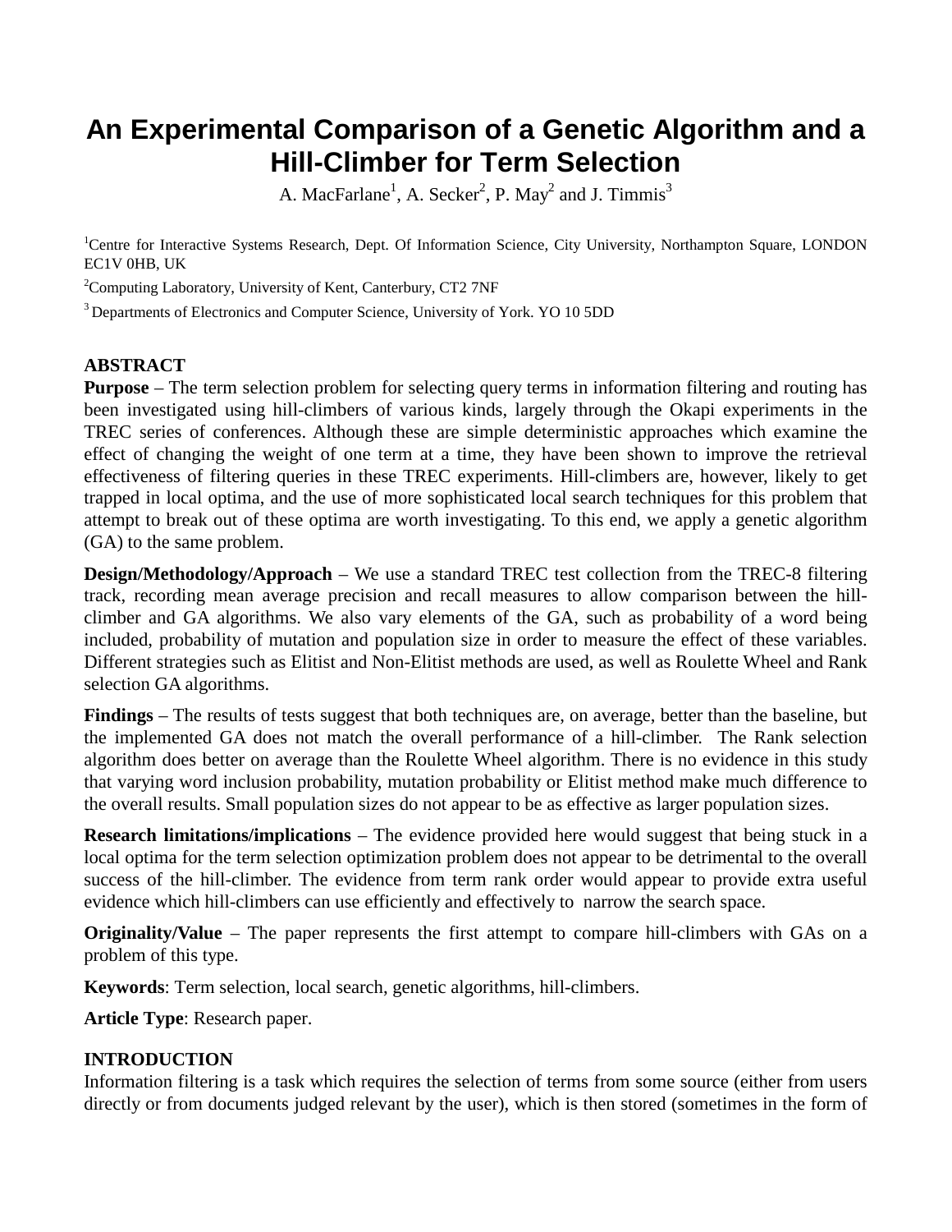# An Experimental Comparison of a Genetic Algorithm and a Hill-Climber for Term Selection

A. MacFarlane[1], A. Secker[2], P. May[2] and J. Timmis[3]

[1]Centre for Interactive Systems Research, Dept. Of Information Science, City University, Northampton Square, LONDON EC1V 0HB, UK

[2]Computing Laboratory, University of Kent, Canterbury, CT2 7NF

[3] Departments of Electronics and Computer Science, University of York. YO 10 5DD

## ABSTRACT

**Purpose** – The term selection problem for selecting query terms in information filtering and routing has been investigated using hill-climbers of various kinds, largely through the Okapi experiments in the TREC series of conferences. Although these are simple deterministic approaches which examine the effect of changing the weight of one term at a time, they have been shown to improve the retrieval effectiveness of filtering queries in these TREC experiments. Hill-climbers are, however, likely to get trapped in local optima, and the use of more sophisticated local search techniques for this problem that attempt to break out of these optima are worth investigating. To this end, we apply a genetic algorithm (GA) to the same problem.

**Design/Methodology/Approach** – We use a standard TREC test collection from the TREC-8 filtering track, recording mean average precision and recall measures to allow comparison between the hill-climber and GA algorithms. We also vary elements of the GA, such as probability of a word being included, probability of mutation and population size in order to measure the effect of these variables. Different strategies such as Elitist and Non-Elitist methods are used, as well as Roulette Wheel and Rank selection GA algorithms.

**Findings** – The results of tests suggest that both techniques are, on average, better than the baseline, but the implemented GA does not match the overall performance of a hill-climber. The Rank selection algorithm does better on average than the Roulette Wheel algorithm. There is no evidence in this study that varying word inclusion probability, mutation probability or Elitist method make much difference to the overall results. Small population sizes do not appear to be as effective as larger population sizes.

**Research limitations/implications** – The evidence provided here would suggest that being stuck in a local optima for the term selection optimization problem does not appear to be detrimental to the overall success of the hill-climber. The evidence from term rank order would appear to provide extra useful evidence which hill-climbers can use efficiently and effectively to narrow the search space.

**Originality/Value** – The paper represents the first attempt to compare hill-climbers with GAs on a problem of this type.

**Keywords**: Term selection, local search, genetic algorithms, hill-climbers.

**Article Type**: Research paper.

## INTRODUCTION

Information filtering is a task which requires the selection of terms from some source (either from users directly or from documents judged relevant by the user), which is then stored (sometimes in the form of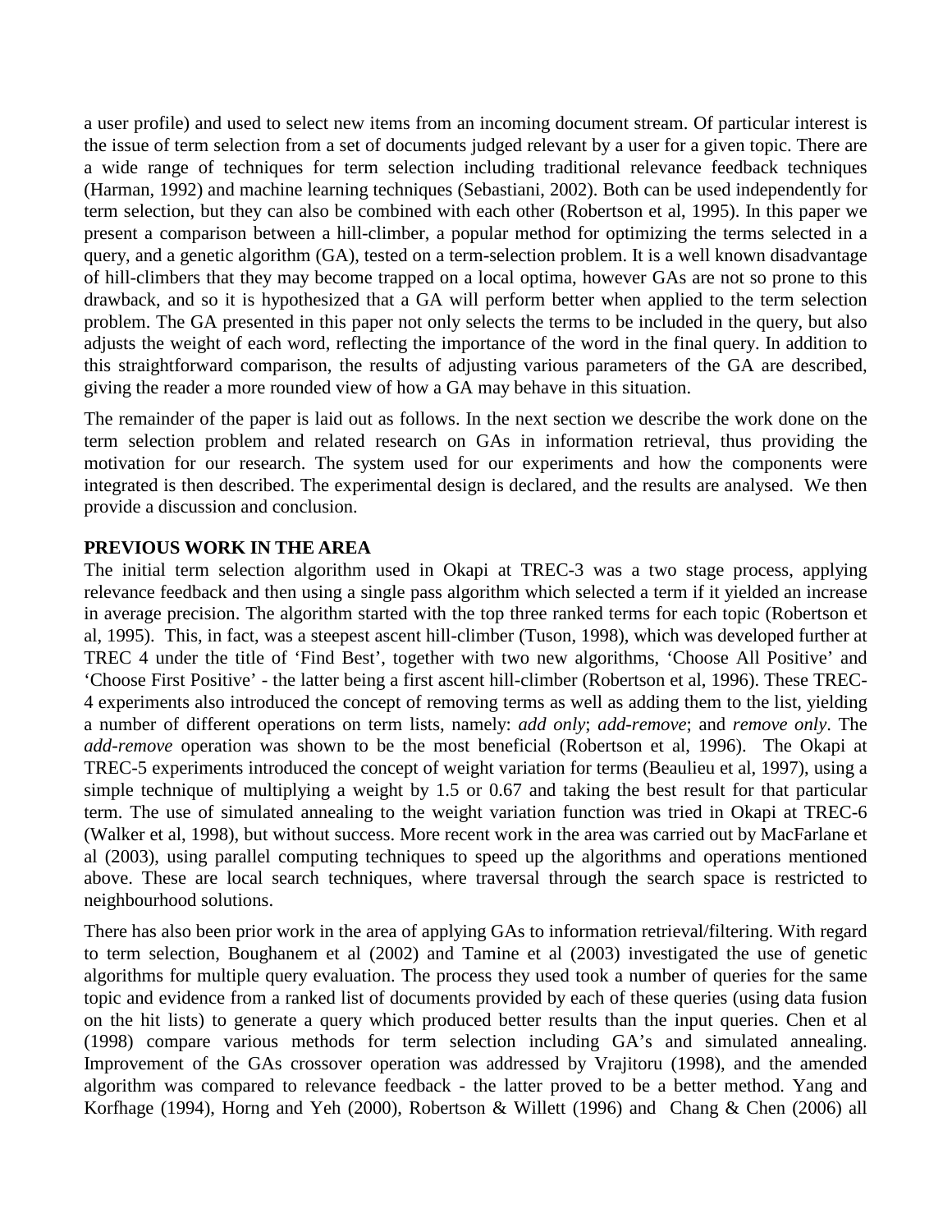a user profile) and used to select new items from an incoming document stream. Of particular interest is the issue of term selection from a set of documents judged relevant by a user for a given topic. There are a wide range of techniques for term selection including traditional relevance feedback techniques (Harman, 1992) and machine learning techniques (Sebastiani, 2002). Both can be used independently for term selection, but they can also be combined with each other (Robertson et al, 1995). In this paper we present a comparison between a hill-climber, a popular method for optimizing the terms selected in a query, and a genetic algorithm (GA), tested on a term-selection problem. It is a well known disadvantage of hill-climbers that they may become trapped on a local optima, however GAs are not so prone to this drawback, and so it is hypothesized that a GA will perform better when applied to the term selection problem. The GA presented in this paper not only selects the terms to be included in the query, but also adjusts the weight of each word, reflecting the importance of the word in the final query. In addition to this straightforward comparison, the results of adjusting various parameters of the GA are described, giving the reader a more rounded view of how a GA may behave in this situation.

The remainder of the paper is laid out as follows. In the next section we describe the work done on the term selection problem and related research on GAs in information retrieval, thus providing the motivation for our research. The system used for our experiments and how the components were integrated is then described. The experimental design is declared, and the results are analysed. We then provide a discussion and conclusion.

## PREVIOUS WORK IN THE AREA

The initial term selection algorithm used in Okapi at TREC-3 was a two stage process, applying relevance feedback and then using a single pass algorithm which selected a term if it yielded an increase in average precision. The algorithm started with the top three ranked terms for each topic (Robertson et al, 1995). This, in fact, was a steepest ascent hill-climber (Tuson, 1998), which was developed further at TREC 4 under the title of 'Find Best', together with two new algorithms, 'Choose All Positive' and 'Choose First Positive' - the latter being a first ascent hill-climber (Robertson et al, 1996). These TREC-4 experiments also introduced the concept of removing terms as well as adding them to the list, yielding a number of different operations on term lists, namely: *add only*; *add-remove*; and *remove only*. The *add-remove* operation was shown to be the most beneficial (Robertson et al, 1996). The Okapi at TREC-5 experiments introduced the concept of weight variation for terms (Beaulieu et al, 1997), using a simple technique of multiplying a weight by 1.5 or 0.67 and taking the best result for that particular term. The use of simulated annealing to the weight variation function was tried in Okapi at TREC-6 (Walker et al, 1998), but without success. More recent work in the area was carried out by MacFarlane et al (2003), using parallel computing techniques to speed up the algorithms and operations mentioned above. These are local search techniques, where traversal through the search space is restricted to neighbourhood solutions.

There has also been prior work in the area of applying GAs to information retrieval/filtering. With regard to term selection, Boughanem et al (2002) and Tamine et al (2003) investigated the use of genetic algorithms for multiple query evaluation. The process they used took a number of queries for the same topic and evidence from a ranked list of documents provided by each of these queries (using data fusion on the hit lists) to generate a query which produced better results than the input queries. Chen et al (1998) compare various methods for term selection including GA's and simulated annealing. Improvement of the GAs crossover operation was addressed by Vrajitoru (1998), and the amended algorithm was compared to relevance feedback - the latter proved to be a better method. Yang and Korfhage (1994), Horng and Yeh (2000), Robertson & Willett (1996) and Chang & Chen (2006) all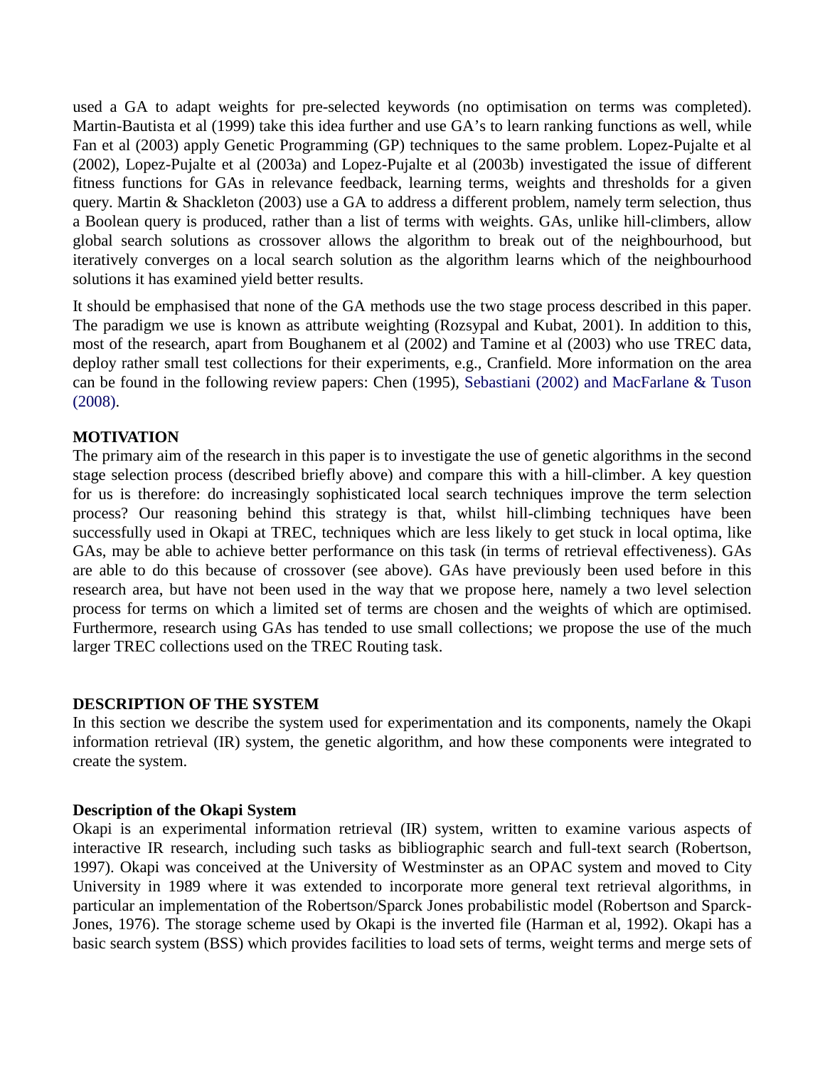used a GA to adapt weights for pre-selected keywords (no optimisation on terms was completed). Martin-Bautista et al (1999) take this idea further and use GA's to learn ranking functions as well, while Fan et al (2003) apply Genetic Programming (GP) techniques to the same problem. Lopez-Pujalte et al (2002), Lopez-Pujalte et al (2003a) and Lopez-Pujalte et al (2003b) investigated the issue of different fitness functions for GAs in relevance feedback, learning terms, weights and thresholds for a given query. Martin & Shackleton (2003) use a GA to address a different problem, namely term selection, thus a Boolean query is produced, rather than a list of terms with weights. GAs, unlike hill-climbers, allow global search solutions as crossover allows the algorithm to break out of the neighbourhood, but iteratively converges on a local search solution as the algorithm learns which of the neighbourhood solutions it has examined yield better results.

It should be emphasised that none of the GA methods use the two stage process described in this paper. The paradigm we use is known as attribute weighting (Rozsypal and Kubat, 2001). In addition to this, most of the research, apart from Boughanem et al (2002) and Tamine et al (2003) who use TREC data, deploy rather small test collections for their experiments, e.g., Cranfield. More information on the area can be found in the following review papers: Chen (1995), Sebastiani (2002) and MacFarlane & Tuson (2008).

## MOTIVATION

The primary aim of the research in this paper is to investigate the use of genetic algorithms in the second stage selection process (described briefly above) and compare this with a hill-climber. A key question for us is therefore: do increasingly sophisticated local search techniques improve the term selection process? Our reasoning behind this strategy is that, whilst hill-climbing techniques have been successfully used in Okapi at TREC, techniques which are less likely to get stuck in local optima, like GAs, may be able to achieve better performance on this task (in terms of retrieval effectiveness). GAs are able to do this because of crossover (see above). GAs have previously been used before in this research area, but have not been used in the way that we propose here, namely a two level selection process for terms on which a limited set of terms are chosen and the weights of which are optimised. Furthermore, research using GAs has tended to use small collections; we propose the use of the much larger TREC collections used on the TREC Routing task.

## DESCRIPTION OF THE SYSTEM

In this section we describe the system used for experimentation and its components, namely the Okapi information retrieval (IR) system, the genetic algorithm, and how these components were integrated to create the system.

### Description of the Okapi System

Okapi is an experimental information retrieval (IR) system, written to examine various aspects of interactive IR research, including such tasks as bibliographic search and full-text search (Robertson, 1997). Okapi was conceived at the University of Westminster as an OPAC system and moved to City University in 1989 where it was extended to incorporate more general text retrieval algorithms, in particular an implementation of the Robertson/Sparck Jones probabilistic model (Robertson and Sparck-Jones, 1976). The storage scheme used by Okapi is the inverted file (Harman et al, 1992). Okapi has a basic search system (BSS) which provides facilities to load sets of terms, weight terms and merge sets of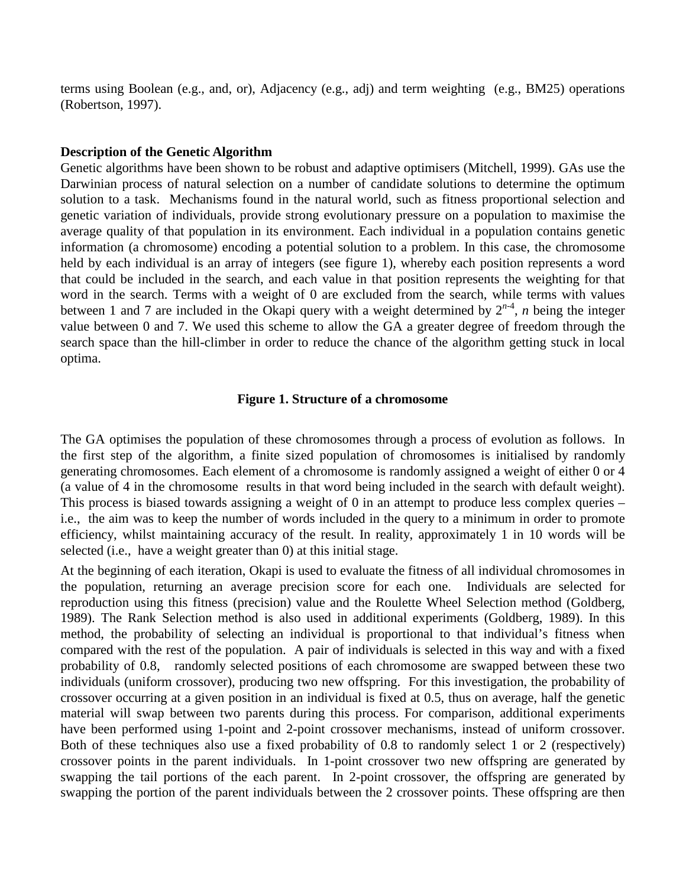terms using Boolean (e.g., and, or), Adjacency (e.g., adj) and term weighting (e.g., BM25) operations (Robertson, 1997).

**Description of the Genetic Algorithm**

Genetic algorithms have been shown to be robust and adaptive optimisers (Mitchell, 1999). GAs use the Darwinian process of natural selection on a number of candidate solutions to determine the optimum solution to a task. Mechanisms found in the natural world, such as fitness proportional selection and genetic variation of individuals, provide strong evolutionary pressure on a population to maximise the average quality of that population in its environment. Each individual in a population contains genetic information (a chromosome) encoding a potential solution to a problem. In this case, the chromosome held by each individual is an array of integers (see figure 1), whereby each position represents a word that could be included in the search, and each value in that position represents the weighting for that word in the search. Terms with a weight of 0 are excluded from the search, while terms with values between 1 and 7 are included in the Okapi query with a weight determined by $2^{n-4}$, *n* being the integer value between 0 and 7. We used this scheme to allow the GA a greater degree of freedom through the search space than the hill-climber in order to reduce the chance of the algorithm getting stuck in local optima.

**Figure 1. Structure of a chromosome**

The GA optimises the population of these chromosomes through a process of evolution as follows. In the first step of the algorithm, a finite sized population of chromosomes is initialised by randomly generating chromosomes. Each element of a chromosome is randomly assigned a weight of either 0 or 4 (a value of 4 in the chromosome results in that word being included in the search with default weight). This process is biased towards assigning a weight of 0 in an attempt to produce less complex queries – i.e., the aim was to keep the number of words included in the query to a minimum in order to promote efficiency, whilst maintaining accuracy of the result. In reality, approximately 1 in 10 words will be selected (i.e., have a weight greater than 0) at this initial stage.

At the beginning of each iteration, Okapi is used to evaluate the fitness of all individual chromosomes in the population, returning an average precision score for each one. Individuals are selected for reproduction using this fitness (precision) value and the Roulette Wheel Selection method (Goldberg, 1989). The Rank Selection method is also used in additional experiments (Goldberg, 1989). In this method, the probability of selecting an individual is proportional to that individual's fitness when compared with the rest of the population. A pair of individuals is selected in this way and with a fixed probability of 0.8, randomly selected positions of each chromosome are swapped between these two individuals (uniform crossover), producing two new offspring. For this investigation, the probability of crossover occurring at a given position in an individual is fixed at 0.5, thus on average, half the genetic material will swap between two parents during this process. For comparison, additional experiments have been performed using 1-point and 2-point crossover mechanisms, instead of uniform crossover. Both of these techniques also use a fixed probability of 0.8 to randomly select 1 or 2 (respectively) crossover points in the parent individuals. In 1-point crossover two new offspring are generated by swapping the tail portions of the each parent. In 2-point crossover, the offspring are generated by swapping the portion of the parent individuals between the 2 crossover points. These offspring are then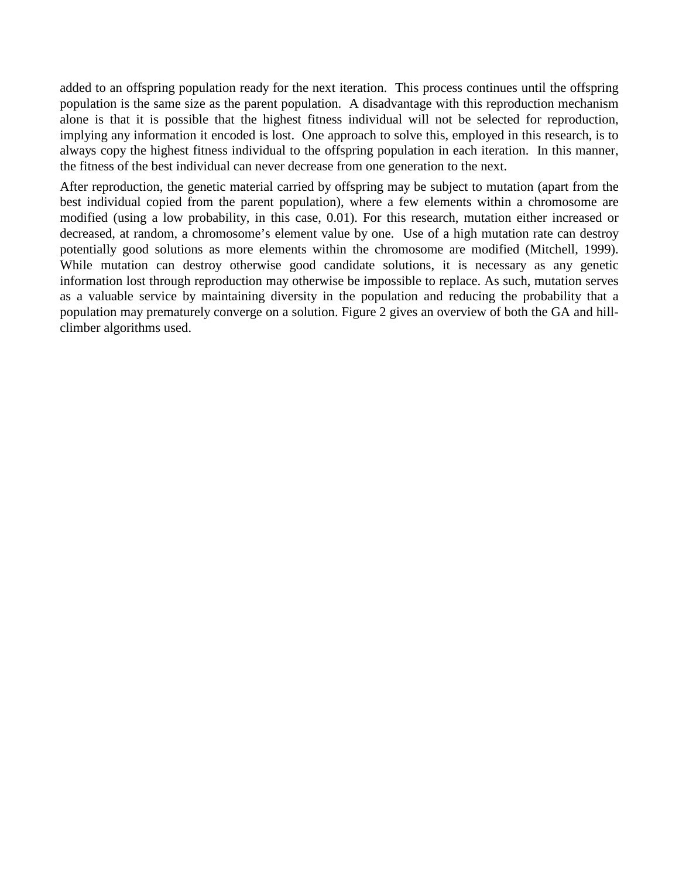added to an offspring population ready for the next iteration. This process continues until the offspring population is the same size as the parent population. A disadvantage with this reproduction mechanism alone is that it is possible that the highest fitness individual will not be selected for reproduction, implying any information it encoded is lost. One approach to solve this, employed in this research, is to always copy the highest fitness individual to the offspring population in each iteration. In this manner, the fitness of the best individual can never decrease from one generation to the next.

After reproduction, the genetic material carried by offspring may be subject to mutation (apart from the best individual copied from the parent population), where a few elements within a chromosome are modified (using a low probability, in this case, 0.01). For this research, mutation either increased or decreased, at random, a chromosome's element value by one. Use of a high mutation rate can destroy potentially good solutions as more elements within the chromosome are modified (Mitchell, 1999). While mutation can destroy otherwise good candidate solutions, it is necessary as any genetic information lost through reproduction may otherwise be impossible to replace. As such, mutation serves as a valuable service by maintaining diversity in the population and reducing the probability that a population may prematurely converge on a solution. Figure 2 gives an overview of both the GA and hill-climber algorithms used.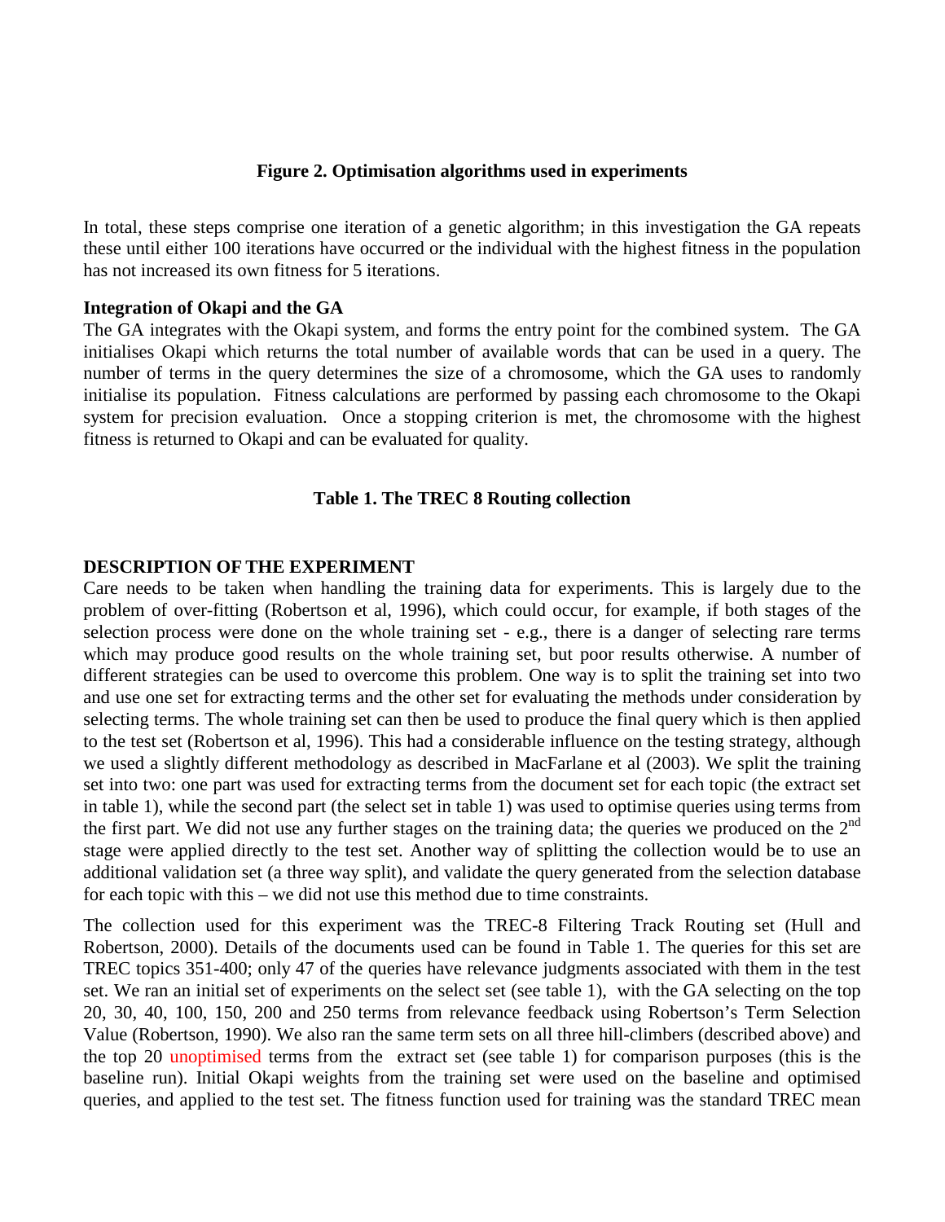**Figure 2. Optimisation algorithms used in experiments**

In total, these steps comprise one iteration of a genetic algorithm; in this investigation the GA repeats these until either 100 iterations have occurred or the individual with the highest fitness in the population has not increased its own fitness for 5 iterations.

**Integration of Okapi and the GA**

The GA integrates with the Okapi system, and forms the entry point for the combined system. The GA initialises Okapi which returns the total number of available words that can be used in a query. The number of terms in the query determines the size of a chromosome, which the GA uses to randomly initialise its population. Fitness calculations are performed by passing each chromosome to the Okapi system for precision evaluation. Once a stopping criterion is met, the chromosome with the highest fitness is returned to Okapi and can be evaluated for quality.

**Table 1. The TREC 8 Routing collection**

## DESCRIPTION OF THE EXPERIMENT

Care needs to be taken when handling the training data for experiments. This is largely due to the problem of over-fitting (Robertson et al, 1996), which could occur, for example, if both stages of the selection process were done on the whole training set - e.g., there is a danger of selecting rare terms which may produce good results on the whole training set, but poor results otherwise. A number of different strategies can be used to overcome this problem. One way is to split the training set into two and use one set for extracting terms and the other set for evaluating the methods under consideration by selecting terms. The whole training set can then be used to produce the final query which is then applied to the test set (Robertson et al, 1996). This had a considerable influence on the testing strategy, although we used a slightly different methodology as described in MacFarlane et al (2003). We split the training set into two: one part was used for extracting terms from the document set for each topic (the extract set in table 1), while the second part (the select set in table 1) was used to optimise queries using terms from the first part. We did not use any further stages on the training data; the queries we produced on the 2nd stage were applied directly to the test set. Another way of splitting the collection would be to use an additional validation set (a three way split), and validate the query generated from the selection database for each topic with this – we did not use this method due to time constraints.

The collection used for this experiment was the TREC-8 Filtering Track Routing set (Hull and Robertson, 2000). Details of the documents used can be found in Table 1. The queries for this set are TREC topics 351-400; only 47 of the queries have relevance judgments associated with them in the test set. We ran an initial set of experiments on the select set (see table 1), with the GA selecting on the top 20, 30, 40, 100, 150, 200 and 250 terms from relevance feedback using Robertson's Term Selection Value (Robertson, 1990). We also ran the same term sets on all three hill-climbers (described above) and the top 20 unoptimised terms from the extract set (see table 1) for comparison purposes (this is the baseline run). Initial Okapi weights from the training set were used on the baseline and optimised queries, and applied to the test set. The fitness function used for training was the standard TREC mean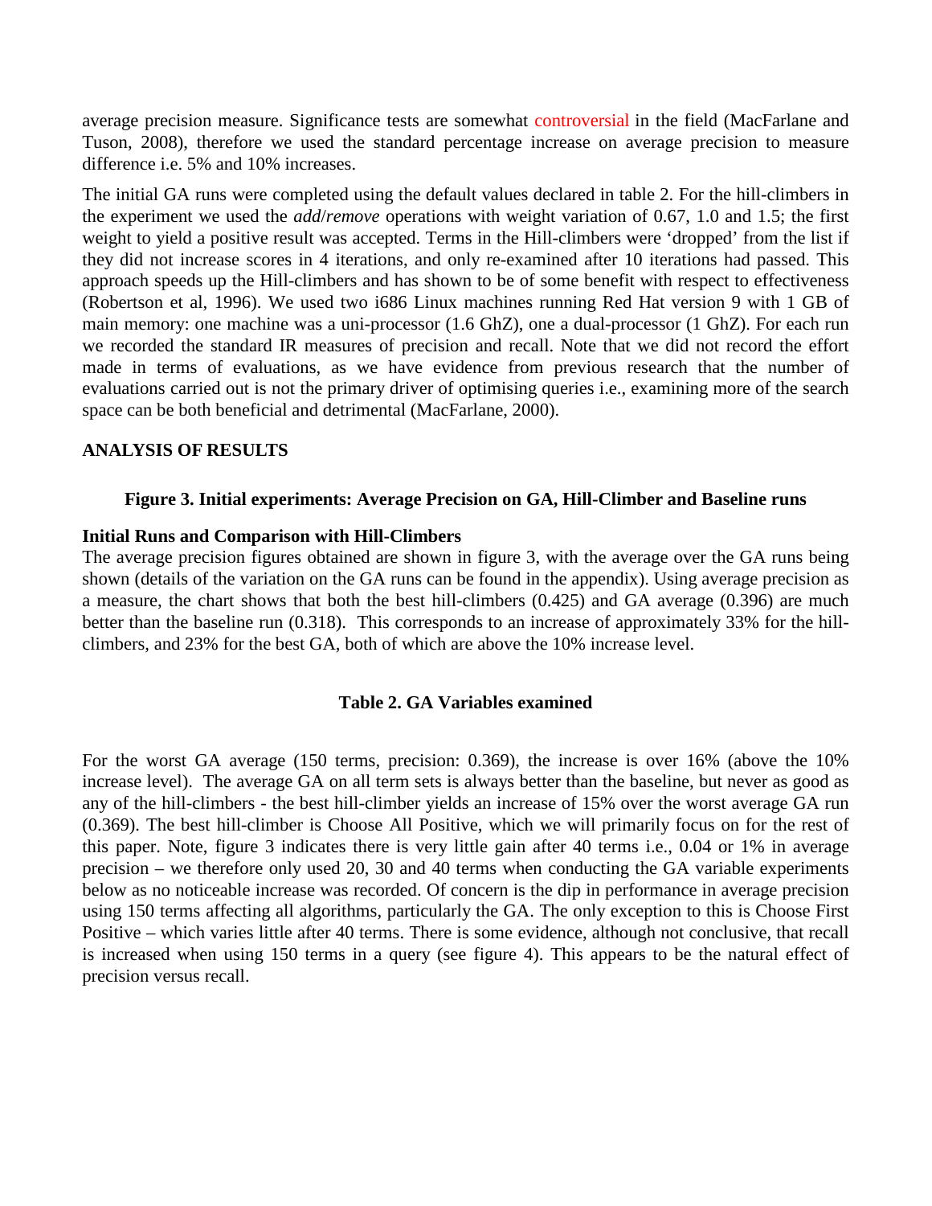average precision measure. Significance tests are somewhat controversial in the field (MacFarlane and Tuson, 2008), therefore we used the standard percentage increase on average precision to measure difference i.e. 5% and 10% increases.

The initial GA runs were completed using the default values declared in table 2. For the hill-climbers in the experiment we used the *add*/*remove* operations with weight variation of 0.67, 1.0 and 1.5; the first weight to yield a positive result was accepted. Terms in the Hill-climbers were 'dropped' from the list if they did not increase scores in 4 iterations, and only re-examined after 10 iterations had passed. This approach speeds up the Hill-climbers and has shown to be of some benefit with respect to effectiveness (Robertson et al, 1996). We used two i686 Linux machines running Red Hat version 9 with 1 GB of main memory: one machine was a uni-processor (1.6 GhZ), one a dual-processor (1 GhZ). For each run we recorded the standard IR measures of precision and recall. Note that we did not record the effort made in terms of evaluations, as we have evidence from previous research that the number of evaluations carried out is not the primary driver of optimising queries i.e., examining more of the search space can be both beneficial and detrimental (MacFarlane, 2000).

## ANALYSIS OF RESULTS

**Figure 3. Initial experiments: Average Precision on GA, Hill-Climber and Baseline runs**

### Initial Runs and Comparison with Hill-Climbers

The average precision figures obtained are shown in figure 3, with the average over the GA runs being shown (details of the variation on the GA runs can be found in the appendix). Using average precision as a measure, the chart shows that both the best hill-climbers (0.425) and GA average (0.396) are much better than the baseline run (0.318). This corresponds to an increase of approximately 33% for the hill-climbers, and 23% for the best GA, both of which are above the 10% increase level.

**Table 2. GA Variables examined**

For the worst GA average (150 terms, precision: 0.369), the increase is over 16% (above the 10% increase level). The average GA on all term sets is always better than the baseline, but never as good as any of the hill-climbers - the best hill-climber yields an increase of 15% over the worst average GA run (0.369). The best hill-climber is Choose All Positive, which we will primarily focus on for the rest of this paper. Note, figure 3 indicates there is very little gain after 40 terms i.e., 0.04 or 1% in average precision – we therefore only used 20, 30 and 40 terms when conducting the GA variable experiments below as no noticeable increase was recorded. Of concern is the dip in performance in average precision using 150 terms affecting all algorithms, particularly the GA. The only exception to this is Choose First Positive – which varies little after 40 terms. There is some evidence, although not conclusive, that recall is increased when using 150 terms in a query (see figure 4). This appears to be the natural effect of precision versus recall.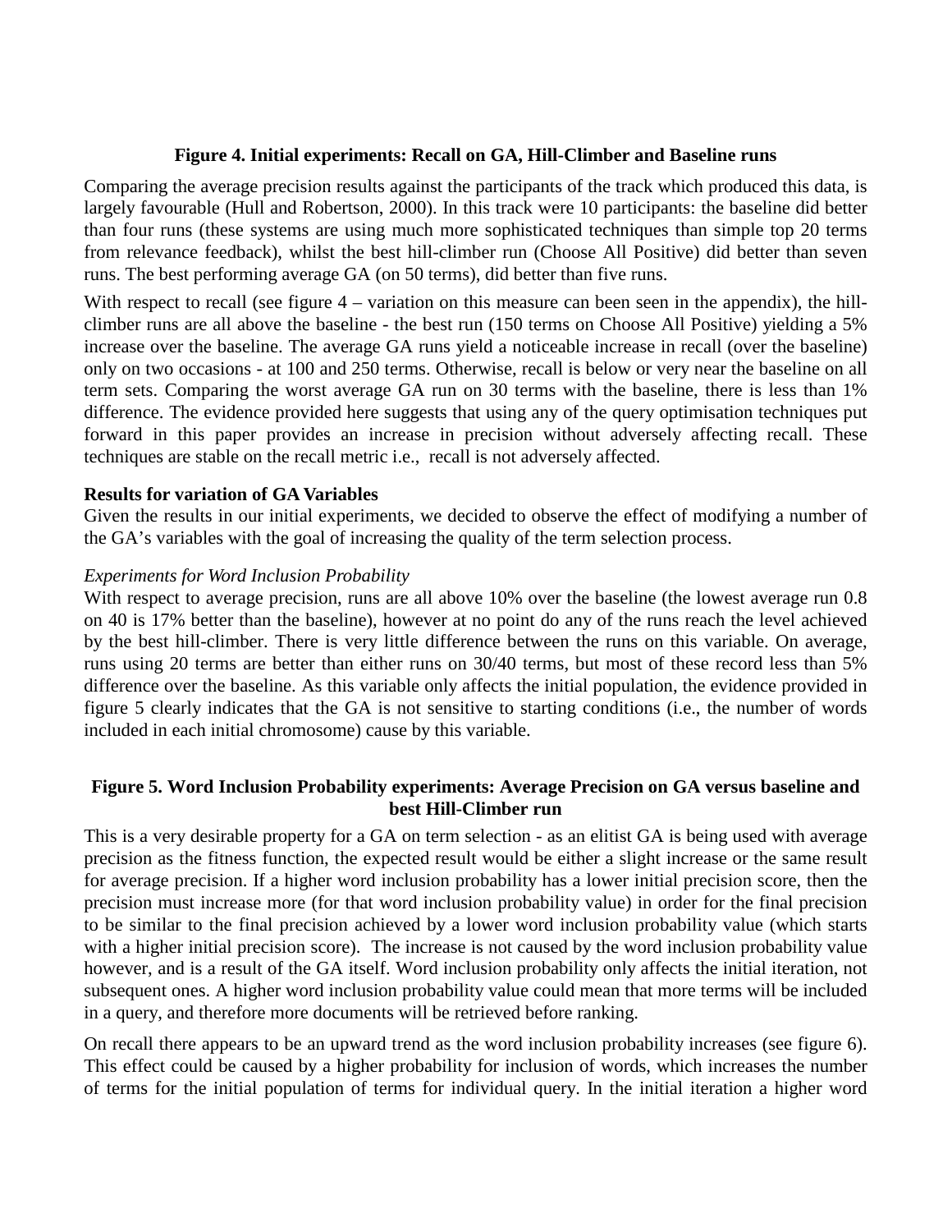**Figure 4. Initial experiments: Recall on GA, Hill-Climber and Baseline runs**

Comparing the average precision results against the participants of the track which produced this data, is largely favourable (Hull and Robertson, 2000). In this track were 10 participants: the baseline did better than four runs (these systems are using much more sophisticated techniques than simple top 20 terms from relevance feedback), whilst the best hill-climber run (Choose All Positive) did better than seven runs. The best performing average GA (on 50 terms), did better than five runs.

With respect to recall (see figure 4 – variation on this measure can been seen in the appendix), the hill-climber runs are all above the baseline - the best run (150 terms on Choose All Positive) yielding a 5% increase over the baseline. The average GA runs yield a noticeable increase in recall (over the baseline) only on two occasions - at 100 and 250 terms. Otherwise, recall is below or very near the baseline on all term sets. Comparing the worst average GA run on 30 terms with the baseline, there is less than 1% difference. The evidence provided here suggests that using any of the query optimisation techniques put forward in this paper provides an increase in precision without adversely affecting recall. These techniques are stable on the recall metric i.e., recall is not adversely affected.

**Results for variation of GA Variables**

Given the results in our initial experiments, we decided to observe the effect of modifying a number of the GA's variables with the goal of increasing the quality of the term selection process.

*Experiments for Word Inclusion Probability*

With respect to average precision, runs are all above 10% over the baseline (the lowest average run 0.8 on 40 is 17% better than the baseline), however at no point do any of the runs reach the level achieved by the best hill-climber. There is very little difference between the runs on this variable. On average, runs using 20 terms are better than either runs on 30/40 terms, but most of these record less than 5% difference over the baseline. As this variable only affects the initial population, the evidence provided in figure 5 clearly indicates that the GA is not sensitive to starting conditions (i.e., the number of words included in each initial chromosome) cause by this variable.

**Figure 5. Word Inclusion Probability experiments: Average Precision on GA versus baseline and best Hill-Climber run**

This is a very desirable property for a GA on term selection - as an elitist GA is being used with average precision as the fitness function, the expected result would be either a slight increase or the same result for average precision. If a higher word inclusion probability has a lower initial precision score, then the precision must increase more (for that word inclusion probability value) in order for the final precision to be similar to the final precision achieved by a lower word inclusion probability value (which starts with a higher initial precision score). The increase is not caused by the word inclusion probability value however, and is a result of the GA itself. Word inclusion probability only affects the initial iteration, not subsequent ones. A higher word inclusion probability value could mean that more terms will be included in a query, and therefore more documents will be retrieved before ranking.

On recall there appears to be an upward trend as the word inclusion probability increases (see figure 6). This effect could be caused by a higher probability for inclusion of words, which increases the number of terms for the initial population of terms for individual query. In the initial iteration a higher word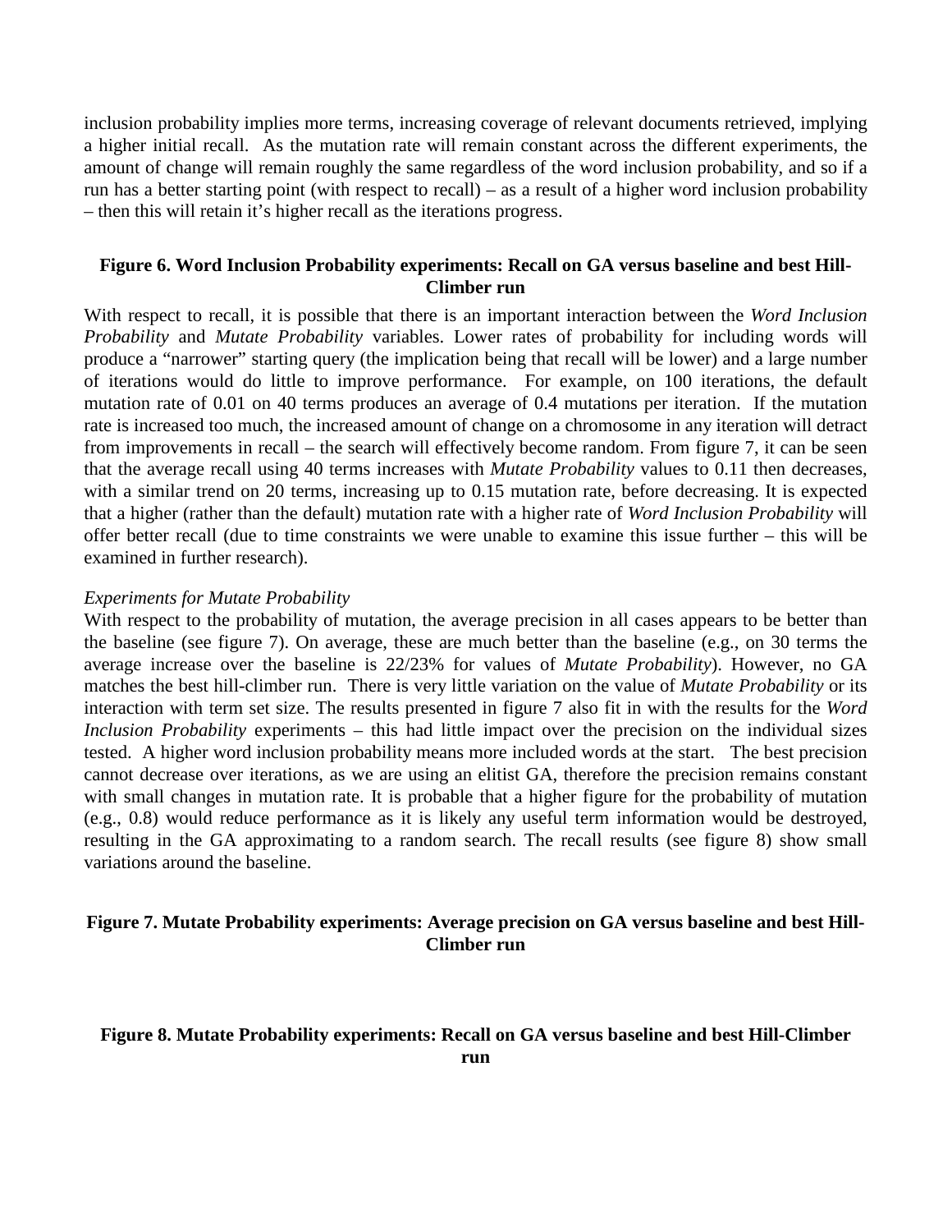inclusion probability implies more terms, increasing coverage of relevant documents retrieved, implying a higher initial recall. As the mutation rate will remain constant across the different experiments, the amount of change will remain roughly the same regardless of the word inclusion probability, and so if a run has a better starting point (with respect to recall) – as a result of a higher word inclusion probability – then this will retain it's higher recall as the iterations progress.

**Figure 6. Word Inclusion Probability experiments: Recall on GA versus baseline and best Hill-Climber run**

With respect to recall, it is possible that there is an important interaction between the *Word Inclusion Probability* and *Mutate Probability* variables. Lower rates of probability for including words will produce a "narrower" starting query (the implication being that recall will be lower) and a large number of iterations would do little to improve performance. For example, on 100 iterations, the default mutation rate of 0.01 on 40 terms produces an average of 0.4 mutations per iteration. If the mutation rate is increased too much, the increased amount of change on a chromosome in any iteration will detract from improvements in recall – the search will effectively become random. From figure 7, it can be seen that the average recall using 40 terms increases with *Mutate Probability* values to 0.11 then decreases, with a similar trend on 20 terms, increasing up to 0.15 mutation rate, before decreasing. It is expected that a higher (rather than the default) mutation rate with a higher rate of *Word Inclusion Probability* will offer better recall (due to time constraints we were unable to examine this issue further – this will be examined in further research).

*Experiments for Mutate Probability*

With respect to the probability of mutation, the average precision in all cases appears to be better than the baseline (see figure 7). On average, these are much better than the baseline (e.g., on 30 terms the average increase over the baseline is 22/23% for values of *Mutate Probability*). However, no GA matches the best hill-climber run. There is very little variation on the value of *Mutate Probability* or its interaction with term set size. The results presented in figure 7 also fit in with the results for the *Word Inclusion Probability* experiments – this had little impact over the precision on the individual sizes tested. A higher word inclusion probability means more included words at the start. The best precision cannot decrease over iterations, as we are using an elitist GA, therefore the precision remains constant with small changes in mutation rate. It is probable that a higher figure for the probability of mutation (e.g., 0.8) would reduce performance as it is likely any useful term information would be destroyed, resulting in the GA approximating to a random search. The recall results (see figure 8) show small variations around the baseline.

**Figure 7. Mutate Probability experiments: Average precision on GA versus baseline and best Hill-Climber run**

**Figure 8. Mutate Probability experiments: Recall on GA versus baseline and best Hill-Climber run**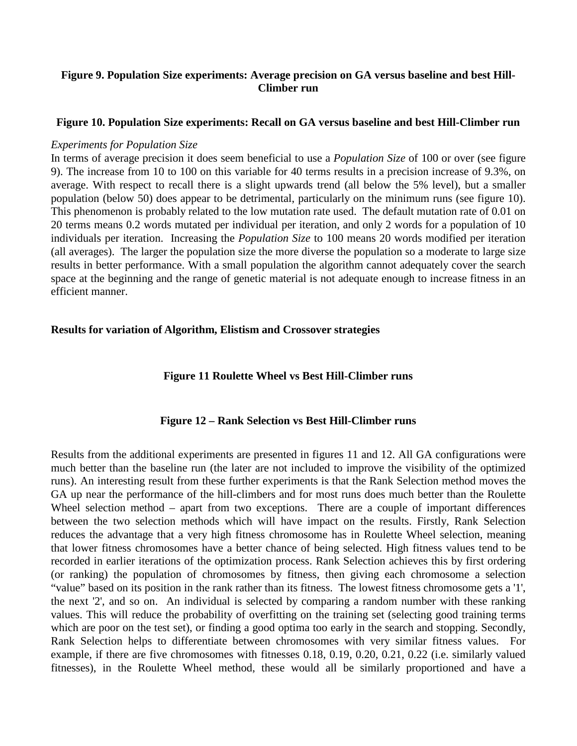**Figure 9. Population Size experiments: Average precision on GA versus baseline and best Hill-Climber run**

**Figure 10. Population Size experiments: Recall on GA versus baseline and best Hill-Climber run**

*Experiments for Population Size*

In terms of average precision it does seem beneficial to use a *Population Size* of 100 or over (see figure 9). The increase from 10 to 100 on this variable for 40 terms results in a precision increase of 9.3%, on average. With respect to recall there is a slight upwards trend (all below the 5% level), but a smaller population (below 50) does appear to be detrimental, particularly on the minimum runs (see figure 10). This phenomenon is probably related to the low mutation rate used. The default mutation rate of 0.01 on 20 terms means 0.2 words mutated per individual per iteration, and only 2 words for a population of 10 individuals per iteration. Increasing the *Population Size* to 100 means 20 words modified per iteration (all averages). The larger the population size the more diverse the population so a moderate to large size results in better performance. With a small population the algorithm cannot adequately cover the search space at the beginning and the range of genetic material is not adequate enough to increase fitness in an efficient manner.

**Results for variation of Algorithm, Elistism and Crossover strategies**

**Figure 11 Roulette Wheel vs Best Hill-Climber runs**

**Figure 12 – Rank Selection vs Best Hill-Climber runs**

Results from the additional experiments are presented in figures 11 and 12. All GA configurations were much better than the baseline run (the later are not included to improve the visibility of the optimized runs). An interesting result from these further experiments is that the Rank Selection method moves the GA up near the performance of the hill-climbers and for most runs does much better than the Roulette Wheel selection method – apart from two exceptions. There are a couple of important differences between the two selection methods which will have impact on the results. Firstly, Rank Selection reduces the advantage that a very high fitness chromosome has in Roulette Wheel selection, meaning that lower fitness chromosomes have a better chance of being selected. High fitness values tend to be recorded in earlier iterations of the optimization process. Rank Selection achieves this by first ordering (or ranking) the population of chromosomes by fitness, then giving each chromosome a selection "value" based on its position in the rank rather than its fitness. The lowest fitness chromosome gets a '1', the next '2', and so on. An individual is selected by comparing a random number with these ranking values. This will reduce the probability of overfitting on the training set (selecting good training terms which are poor on the test set), or finding a good optima too early in the search and stopping. Secondly, Rank Selection helps to differentiate between chromosomes with very similar fitness values. For example, if there are five chromosomes with fitnesses 0.18, 0.19, 0.20, 0.21, 0.22 (i.e. similarly valued fitnesses), in the Roulette Wheel method, these would all be similarly proportioned and have a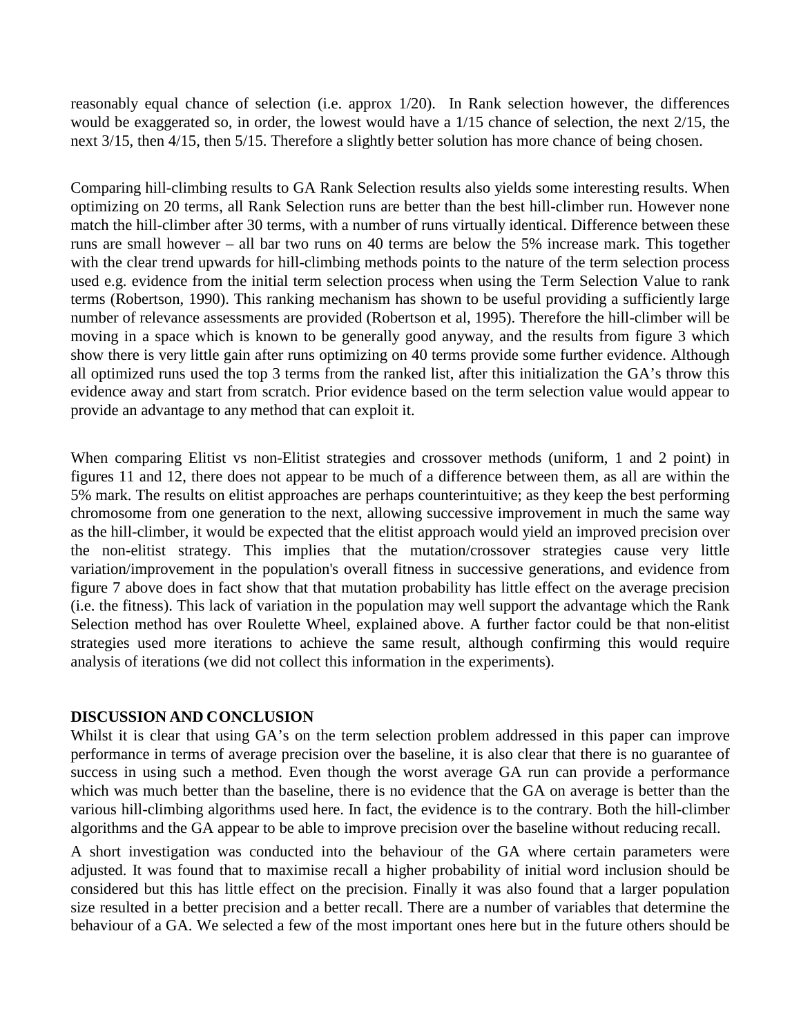reasonably equal chance of selection (i.e. approx 1/20). In Rank selection however, the differences would be exaggerated so, in order, the lowest would have a 1/15 chance of selection, the next 2/15, the next 3/15, then 4/15, then 5/15. Therefore a slightly better solution has more chance of being chosen.

Comparing hill-climbing results to GA Rank Selection results also yields some interesting results. When optimizing on 20 terms, all Rank Selection runs are better than the best hill-climber run. However none match the hill-climber after 30 terms, with a number of runs virtually identical. Difference between these runs are small however – all bar two runs on 40 terms are below the 5% increase mark. This together with the clear trend upwards for hill-climbing methods points to the nature of the term selection process used e.g. evidence from the initial term selection process when using the Term Selection Value to rank terms (Robertson, 1990). This ranking mechanism has shown to be useful providing a sufficiently large number of relevance assessments are provided (Robertson et al, 1995). Therefore the hill-climber will be moving in a space which is known to be generally good anyway, and the results from figure 3 which show there is very little gain after runs optimizing on 40 terms provide some further evidence. Although all optimized runs used the top 3 terms from the ranked list, after this initialization the GA's throw this evidence away and start from scratch. Prior evidence based on the term selection value would appear to provide an advantage to any method that can exploit it.

When comparing Elitist vs non-Elitist strategies and crossover methods (uniform, 1 and 2 point) in figures 11 and 12, there does not appear to be much of a difference between them, as all are within the 5% mark. The results on elitist approaches are perhaps counterintuitive; as they keep the best performing chromosome from one generation to the next, allowing successive improvement in much the same way as the hill-climber, it would be expected that the elitist approach would yield an improved precision over the non-elitist strategy. This implies that the mutation/crossover strategies cause very little variation/improvement in the population's overall fitness in successive generations, and evidence from figure 7 above does in fact show that that mutation probability has little effect on the average precision (i.e. the fitness). This lack of variation in the population may well support the advantage which the Rank Selection method has over Roulette Wheel, explained above. A further factor could be that non-elitist strategies used more iterations to achieve the same result, although confirming this would require analysis of iterations (we did not collect this information in the experiments).

## DISCUSSION AND CONCLUSION

Whilst it is clear that using GA's on the term selection problem addressed in this paper can improve performance in terms of average precision over the baseline, it is also clear that there is no guarantee of success in using such a method. Even though the worst average GA run can provide a performance which was much better than the baseline, there is no evidence that the GA on average is better than the various hill-climbing algorithms used here. In fact, the evidence is to the contrary. Both the hill-climber algorithms and the GA appear to be able to improve precision over the baseline without reducing recall.

A short investigation was conducted into the behaviour of the GA where certain parameters were adjusted. It was found that to maximise recall a higher probability of initial word inclusion should be considered but this has little effect on the precision. Finally it was also found that a larger population size resulted in a better precision and a better recall. There are a number of variables that determine the behaviour of a GA. We selected a few of the most important ones here but in the future others should be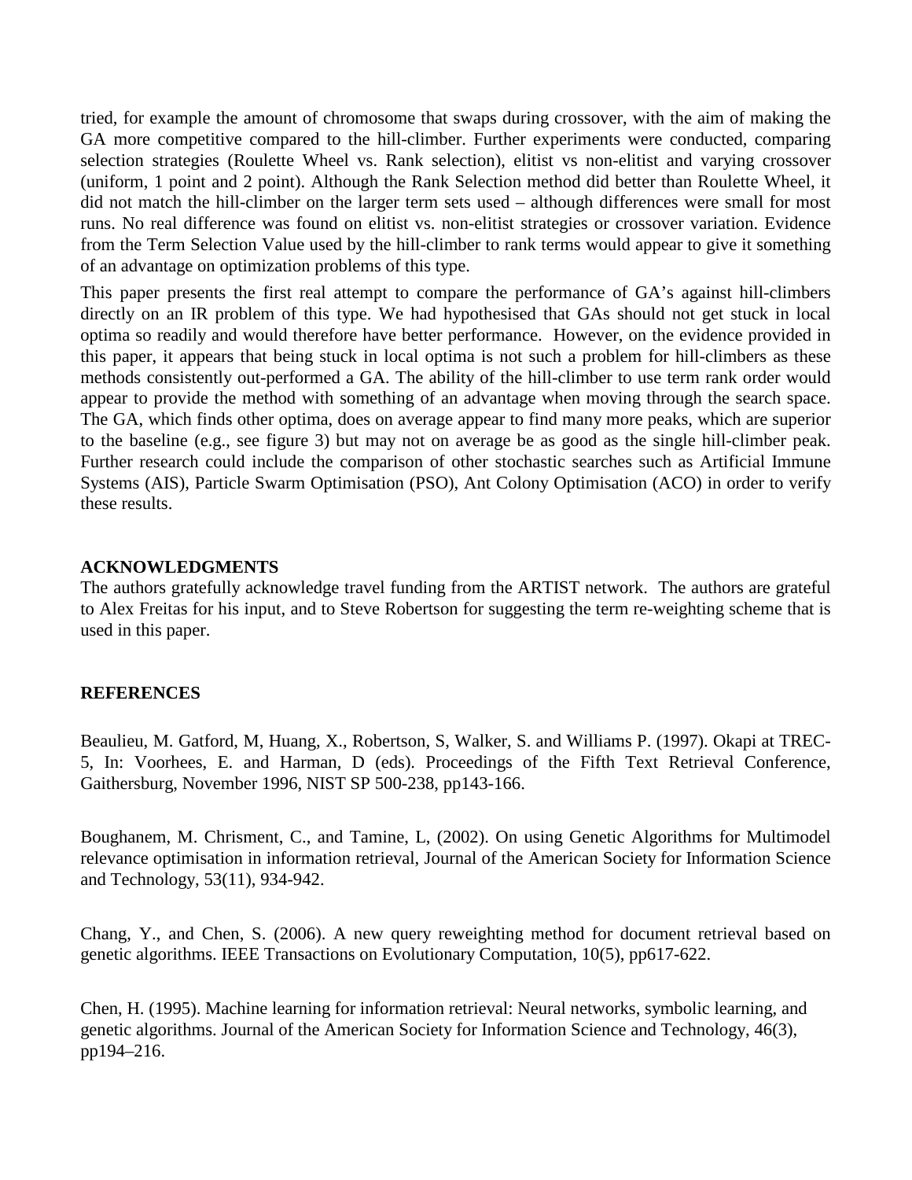tried, for example the amount of chromosome that swaps during crossover, with the aim of making the GA more competitive compared to the hill-climber. Further experiments were conducted, comparing selection strategies (Roulette Wheel vs. Rank selection), elitist vs non-elitist and varying crossover (uniform, 1 point and 2 point). Although the Rank Selection method did better than Roulette Wheel, it did not match the hill-climber on the larger term sets used – although differences were small for most runs. No real difference was found on elitist vs. non-elitist strategies or crossover variation. Evidence from the Term Selection Value used by the hill-climber to rank terms would appear to give it something of an advantage on optimization problems of this type.

This paper presents the first real attempt to compare the performance of GA's against hill-climbers directly on an IR problem of this type. We had hypothesised that GAs should not get stuck in local optima so readily and would therefore have better performance. However, on the evidence provided in this paper, it appears that being stuck in local optima is not such a problem for hill-climbers as these methods consistently out-performed a GA. The ability of the hill-climber to use term rank order would appear to provide the method with something of an advantage when moving through the search space. The GA, which finds other optima, does on average appear to find many more peaks, which are superior to the baseline (e.g., see figure 3) but may not on average be as good as the single hill-climber peak. Further research could include the comparison of other stochastic searches such as Artificial Immune Systems (AIS), Particle Swarm Optimisation (PSO), Ant Colony Optimisation (ACO) in order to verify these results.

## ACKNOWLEDGMENTS

The authors gratefully acknowledge travel funding from the ARTIST network. The authors are grateful to Alex Freitas for his input, and to Steve Robertson for suggesting the term re-weighting scheme that is used in this paper.

## REFERENCES

Beaulieu, M. Gatford, M, Huang, X., Robertson, S, Walker, S. and Williams P. (1997). Okapi at TREC-5, In: Voorhees, E. and Harman, D (eds). Proceedings of the Fifth Text Retrieval Conference, Gaithersburg, November 1996, NIST SP 500-238, pp143-166.

Boughanem, M. Chrisment, C., and Tamine, L, (2002). On using Genetic Algorithms for Multimodel relevance optimisation in information retrieval, Journal of the American Society for Information Science and Technology, 53(11), 934-942.

Chang, Y., and Chen, S. (2006). A new query reweighting method for document retrieval based on genetic algorithms. IEEE Transactions on Evolutionary Computation, 10(5), pp617-622.

Chen, H. (1995). Machine learning for information retrieval: Neural networks, symbolic learning, and genetic algorithms. Journal of the American Society for Information Science and Technology, 46(3), pp194–216.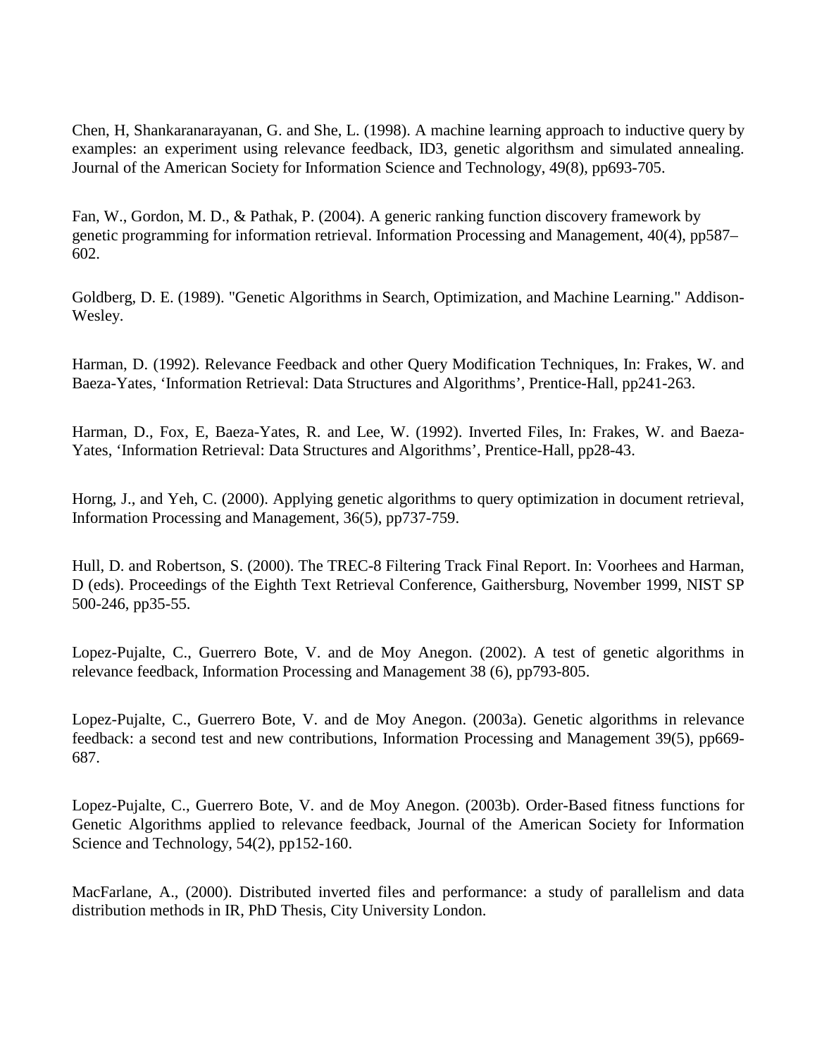Chen, H, Shankaranarayanan, G. and She, L. (1998). A machine learning approach to inductive query by examples: an experiment using relevance feedback, ID3, genetic algorithsm and simulated annealing. Journal of the American Society for Information Science and Technology, 49(8), pp693-705.

Fan, W., Gordon, M. D., & Pathak, P. (2004). A generic ranking function discovery framework by genetic programming for information retrieval. Information Processing and Management, 40(4), pp587–602.

Goldberg, D. E. (1989). "Genetic Algorithms in Search, Optimization, and Machine Learning." Addison-Wesley.

Harman, D. (1992). Relevance Feedback and other Query Modification Techniques, In: Frakes, W. and Baeza-Yates, 'Information Retrieval: Data Structures and Algorithms', Prentice-Hall, pp241-263.

Harman, D., Fox, E, Baeza-Yates, R. and Lee, W. (1992). Inverted Files, In: Frakes, W. and Baeza-Yates, 'Information Retrieval: Data Structures and Algorithms', Prentice-Hall, pp28-43.

Horng, J., and Yeh, C. (2000). Applying genetic algorithms to query optimization in document retrieval, Information Processing and Management, 36(5), pp737-759.

Hull, D. and Robertson, S. (2000). The TREC-8 Filtering Track Final Report. In: Voorhees and Harman, D (eds). Proceedings of the Eighth Text Retrieval Conference, Gaithersburg, November 1999, NIST SP 500-246, pp35-55.

Lopez-Pujalte, C., Guerrero Bote, V. and de Moy Anegon. (2002). A test of genetic algorithms in relevance feedback, Information Processing and Management 38 (6), pp793-805.

Lopez-Pujalte, C., Guerrero Bote, V. and de Moy Anegon. (2003a). Genetic algorithms in relevance feedback: a second test and new contributions, Information Processing and Management 39(5), pp669-687.

Lopez-Pujalte, C., Guerrero Bote, V. and de Moy Anegon. (2003b). Order-Based fitness functions for Genetic Algorithms applied to relevance feedback, Journal of the American Society for Information Science and Technology, 54(2), pp152-160.

MacFarlane, A., (2000). Distributed inverted files and performance: a study of parallelism and data distribution methods in IR, PhD Thesis, City University London.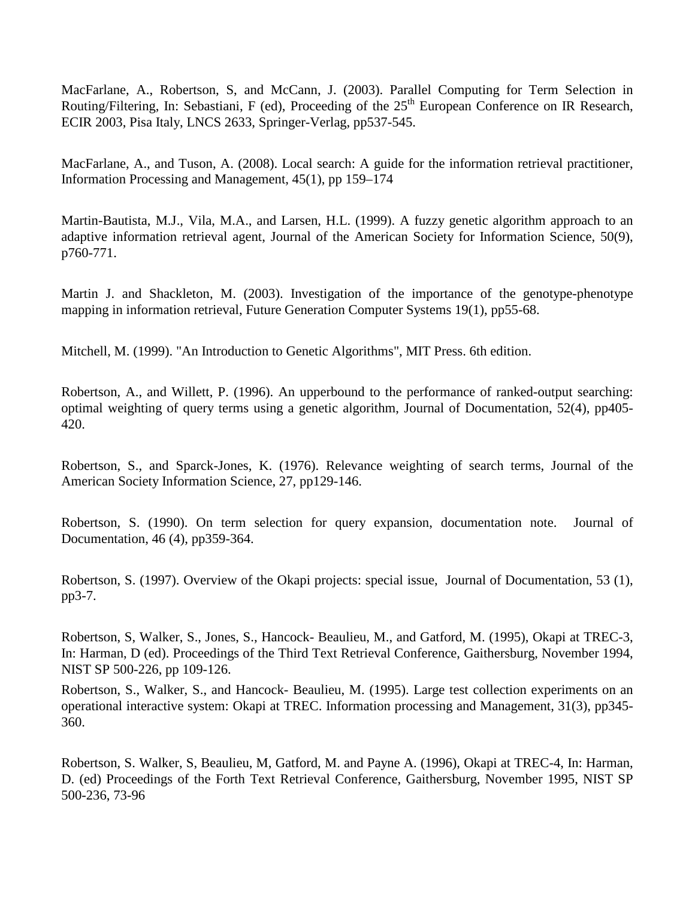MacFarlane, A., Robertson, S, and McCann, J. (2003). Parallel Computing for Term Selection in Routing/Filtering, In: Sebastiani, F (ed), Proceeding of the 25th European Conference on IR Research, ECIR 2003, Pisa Italy, LNCS 2633, Springer-Verlag, pp537-545.

MacFarlane, A., and Tuson, A. (2008). Local search: A guide for the information retrieval practitioner, Information Processing and Management, 45(1), pp 159–174

Martin-Bautista, M.J., Vila, M.A., and Larsen, H.L. (1999). A fuzzy genetic algorithm approach to an adaptive information retrieval agent, Journal of the American Society for Information Science, 50(9), p760-771.

Martin J. and Shackleton, M. (2003). Investigation of the importance of the genotype-phenotype mapping in information retrieval, Future Generation Computer Systems 19(1), pp55-68.

Mitchell, M. (1999). "An Introduction to Genetic Algorithms", MIT Press. 6th edition.

Robertson, A., and Willett, P. (1996). An upperbound to the performance of ranked-output searching: optimal weighting of query terms using a genetic algorithm, Journal of Documentation, 52(4), pp405-420.

Robertson, S., and Sparck-Jones, K. (1976). Relevance weighting of search terms, Journal of the American Society Information Science, 27, pp129-146.

Robertson, S. (1990). On term selection for query expansion, documentation note. Journal of Documentation, 46 (4), pp359-364.

Robertson, S. (1997). Overview of the Okapi projects: special issue, Journal of Documentation, 53 (1), pp3-7.

Robertson, S, Walker, S., Jones, S., Hancock- Beaulieu, M., and Gatford, M. (1995), Okapi at TREC-3, In: Harman, D (ed). Proceedings of the Third Text Retrieval Conference, Gaithersburg, November 1994, NIST SP 500-226, pp 109-126.

Robertson, S., Walker, S., and Hancock- Beaulieu, M. (1995). Large test collection experiments on an operational interactive system: Okapi at TREC. Information processing and Management, 31(3), pp345-360.

Robertson, S. Walker, S, Beaulieu, M, Gatford, M. and Payne A. (1996), Okapi at TREC-4, In: Harman, D. (ed) Proceedings of the Forth Text Retrieval Conference, Gaithersburg, November 1995, NIST SP 500-236, 73-96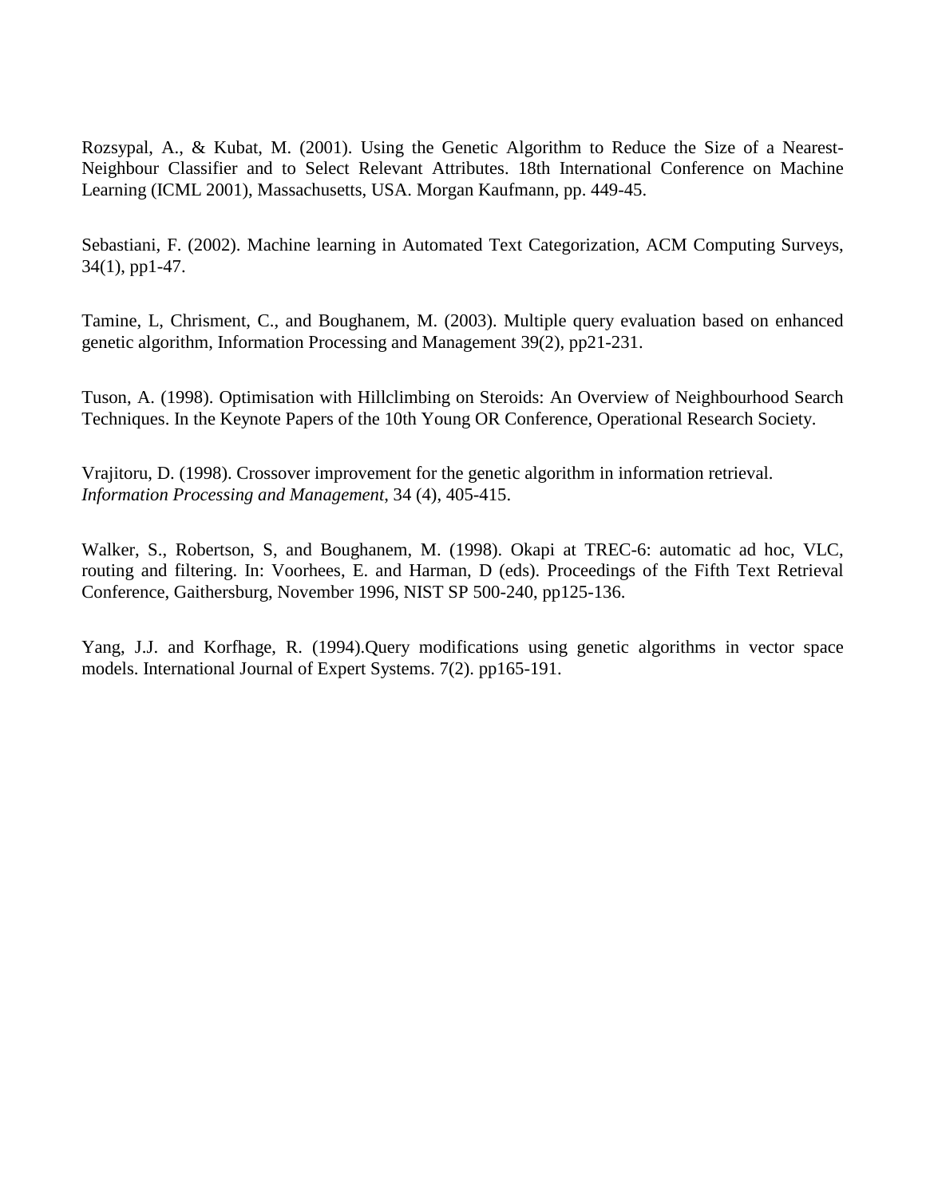Rozsypal, A., & Kubat, M. (2001). Using the Genetic Algorithm to Reduce the Size of a Nearest-Neighbour Classifier and to Select Relevant Attributes. 18th International Conference on Machine Learning (ICML 2001), Massachusetts, USA. Morgan Kaufmann, pp. 449-45.

Sebastiani, F. (2002). Machine learning in Automated Text Categorization, ACM Computing Surveys, 34(1), pp1-47.

Tamine, L, Chrisment, C., and Boughanem, M. (2003). Multiple query evaluation based on enhanced genetic algorithm, Information Processing and Management 39(2), pp21-231.

Tuson, A. (1998). Optimisation with Hillclimbing on Steroids: An Overview of Neighbourhood Search Techniques. In the Keynote Papers of the 10th Young OR Conference, Operational Research Society.

Vrajitoru, D. (1998). Crossover improvement for the genetic algorithm in information retrieval. *Information Processing and Management*, 34 (4), 405-415.

Walker, S., Robertson, S, and Boughanem, M. (1998). Okapi at TREC-6: automatic ad hoc, VLC, routing and filtering. In: Voorhees, E. and Harman, D (eds). Proceedings of the Fifth Text Retrieval Conference, Gaithersburg, November 1996, NIST SP 500-240, pp125-136.

Yang, J.J. and Korfhage, R. (1994).Query modifications using genetic algorithms in vector space models. International Journal of Expert Systems. 7(2). pp165-191.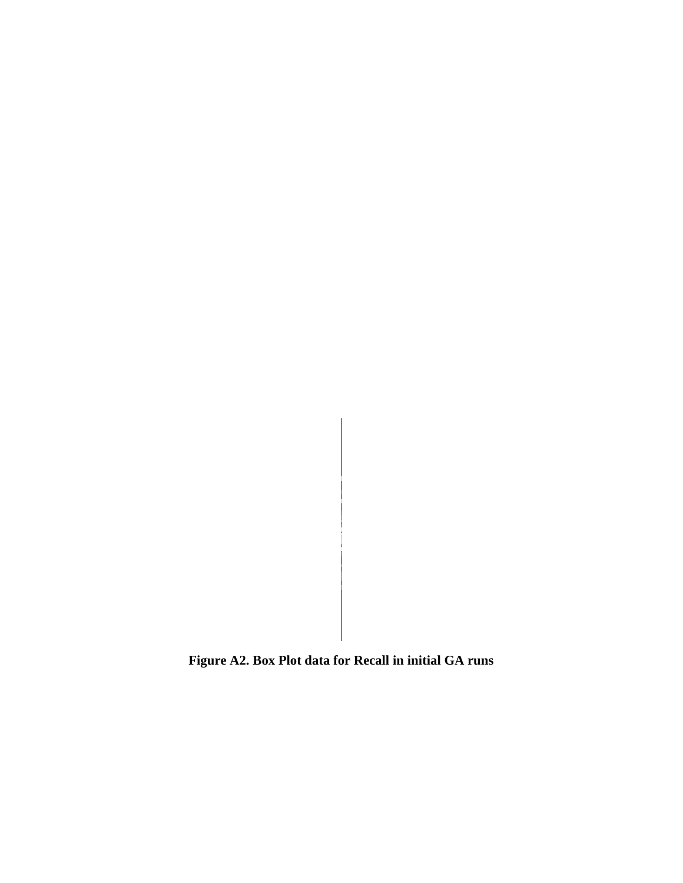**Figure A2. Box Plot data for Recall in initial GA runs**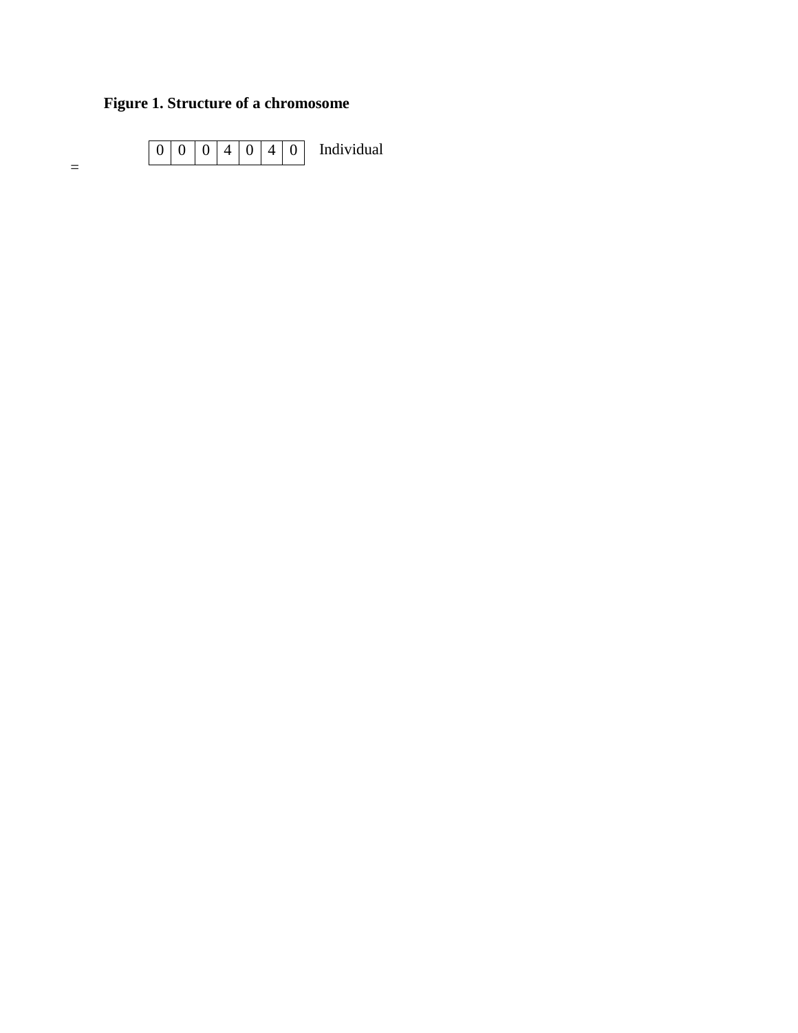**Figure 1. Structure of a chromosome**

=

| 0 | 0 | 0 | 4 | 0 | 4 | 0 |
|---|---|---|---|---|---|---|

Individual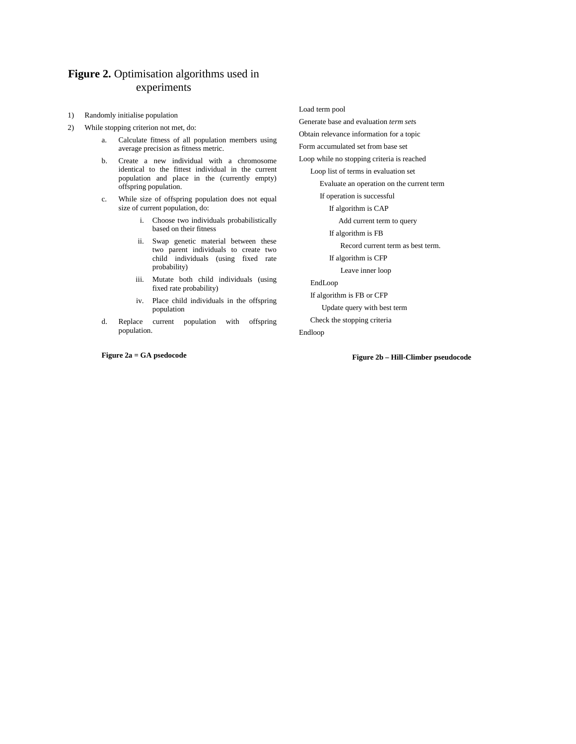**Figure 2.** Optimisation algorithms used in experiments

1) Randomly initialise population
2) While stopping criterion not met, do:
    a. Calculate fitness of all population members using average precision as fitness metric.
    b. Create a new individual with a chromosome identical to the fittest individual in the current population and place in the (currently empty) offspring population.
    c. While size of offspring population does not equal size of current population, do:
        i. Choose two individuals probabilistically based on their fitness
        ii. Swap genetic material between these two parent individuals to create two child individuals (using fixed rate probability)
        iii. Mutate both child individuals (using fixed rate probability)
        iv. Place child individuals in the offspring population
    d. Replace current population with offspring population.

**Figure 2a = GA psedocode**

```
Load term pool
Generate base and evaluation term sets
Obtain relevance information for a topic
Form accumulated set from base set
Loop while no stopping criteria is reached
    Loop list of terms in evaluation set
        Evaluate an operation on the current term
        If operation is successful
            If algorithm is CAP
                Add current term to query
            If algorithm is FB
                Record current term as best term.
            If algorithm is CFP
                Leave inner loop
    EndLoop
    If algorithm is FB or CFP
        Update query with best term
    Check the stopping criteria
Endloop
```

**Figure 2b – Hill-Climber pseudocode**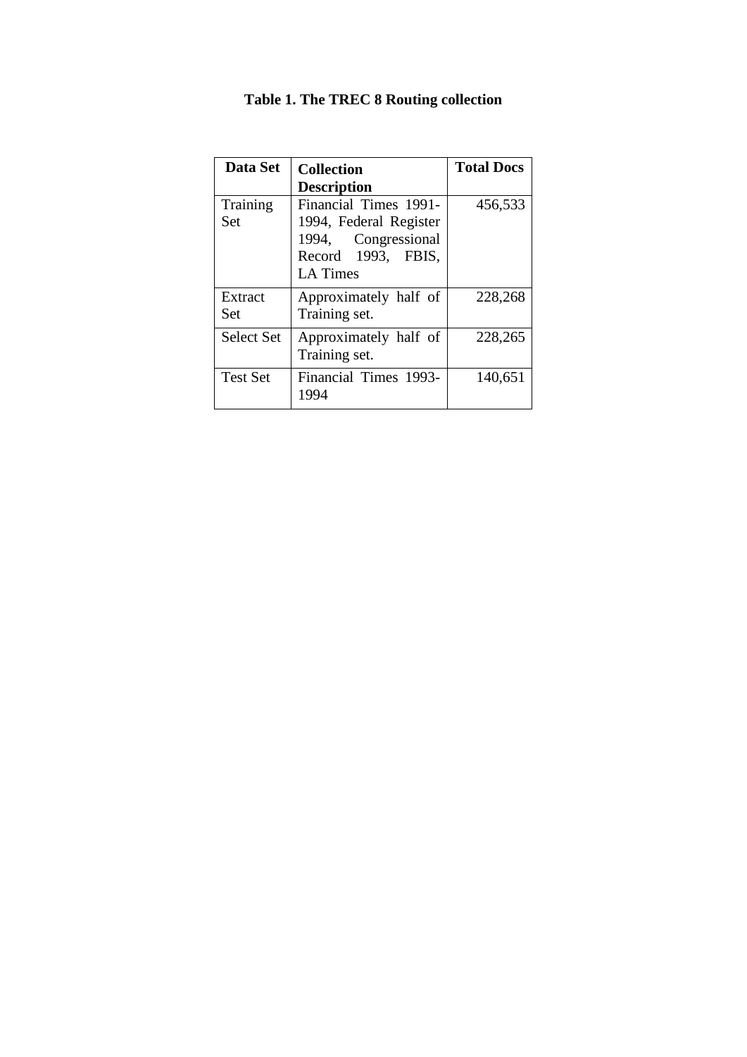**Table 1. The TREC 8 Routing collection**

| Data Set | Collection Description | Total Docs |
|---|---|---|
| Training Set | Financial Times 1991-1994, Federal Register 1994, Congressional Record 1993, FBIS, LA Times | 456,533 |
| Extract Set | Approximately half of Training set. | 228,268 |
| Select Set | Approximately half of Training set. | 228,265 |
| Test Set | Financial Times 1993-1994 | 140,651 |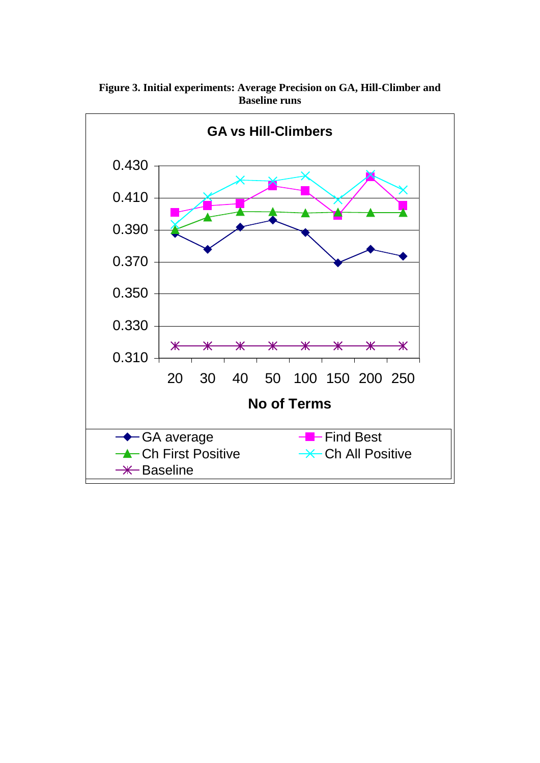**Figure 3. Initial experiments: Average Precision on GA, Hill-Climber and Baseline runs**

**GA vs Hill-Climbers**

0.430
0.410
0.390
0.370
0.350
0.330
0.310

20 30 40 50 100 150 200 250

**No of Terms**

GA average
Find Best
Ch First Positive
Ch All Positive
Baseline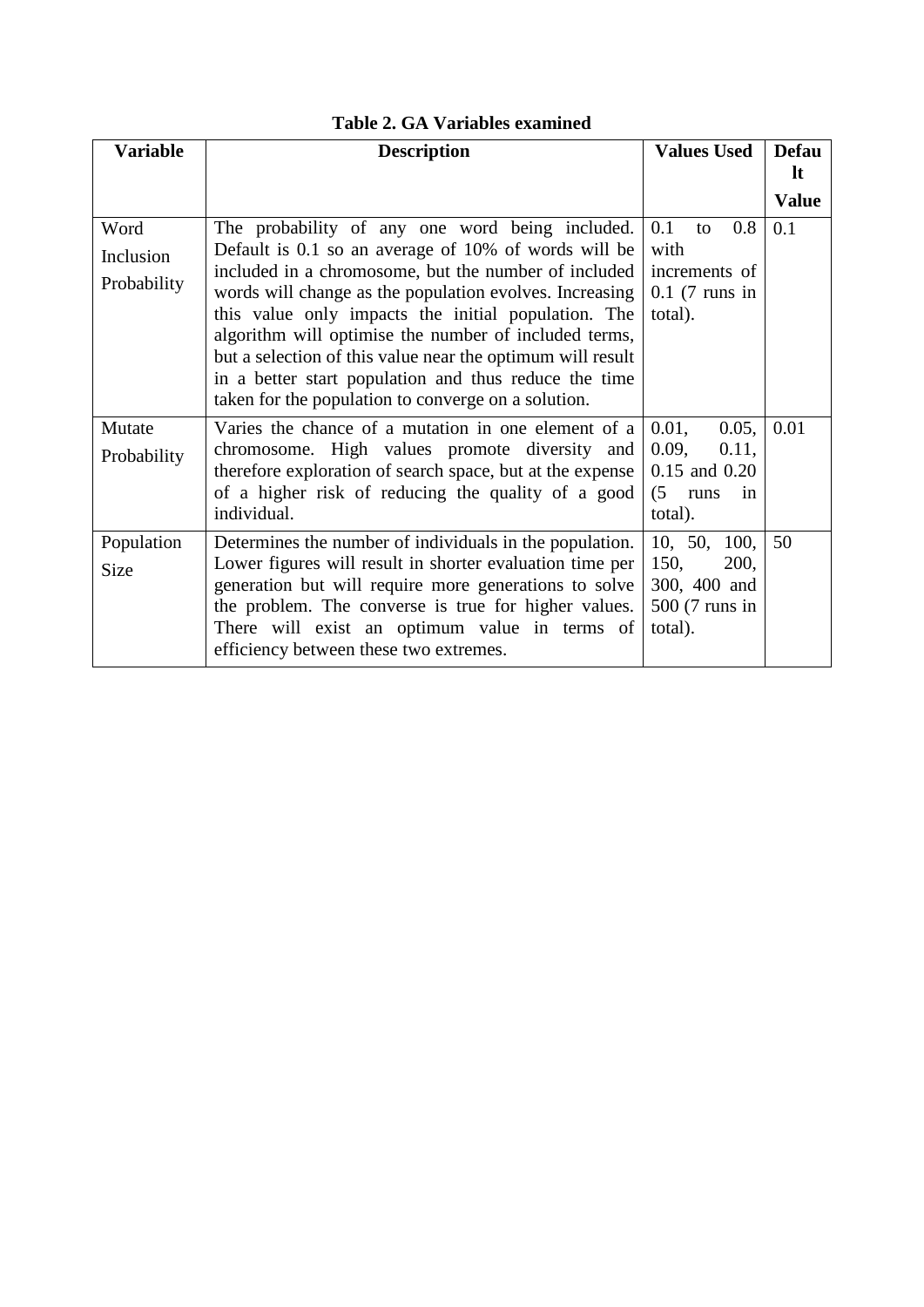**Table 2. GA Variables examined**

| Variable | Description | Values Used | Default Value |
|---|---|---|---|
| Word Inclusion Probability | The probability of any one word being included. Default is 0.1 so an average of 10% of words will be included in a chromosome, but the number of included words will change as the population evolves. Increasing this value only impacts the initial population. The algorithm will optimise the number of included terms, but a selection of this value near the optimum will result in a better start population and thus reduce the time taken for the population to converge on a solution. | 0.1 to 0.8 with increments of 0.1 (7 runs in total). | 0.1 |
| Mutate Probability | Varies the chance of a mutation in one element of a chromosome. High values promote diversity and therefore exploration of search space, but at the expense of a higher risk of reducing the quality of a good individual. | 0.01, 0.05, 0.09, 0.11, 0.15 and 0.20 (5 runs in total). | 0.01 |
| Population Size | Determines the number of individuals in the population. Lower figures will result in shorter evaluation time per generation but will require more generations to solve the problem. The converse is true for higher values. There will exist an optimum value in terms of efficiency between these two extremes. | 10, 50, 100, 150, 200, 300, 400 and 500 (7 runs in total). | 50 |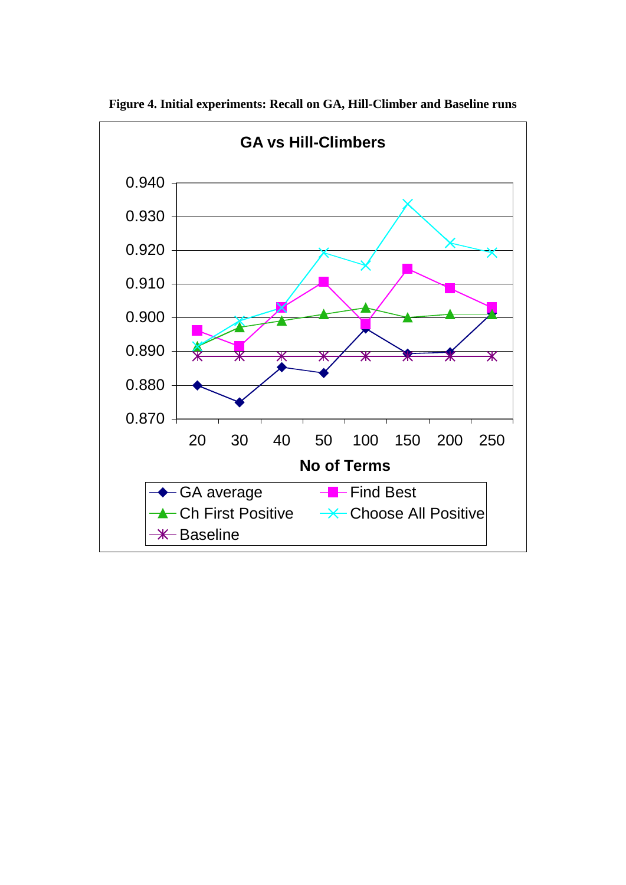**Figure 4. Initial experiments: Recall on GA, Hill-Climber and Baseline runs**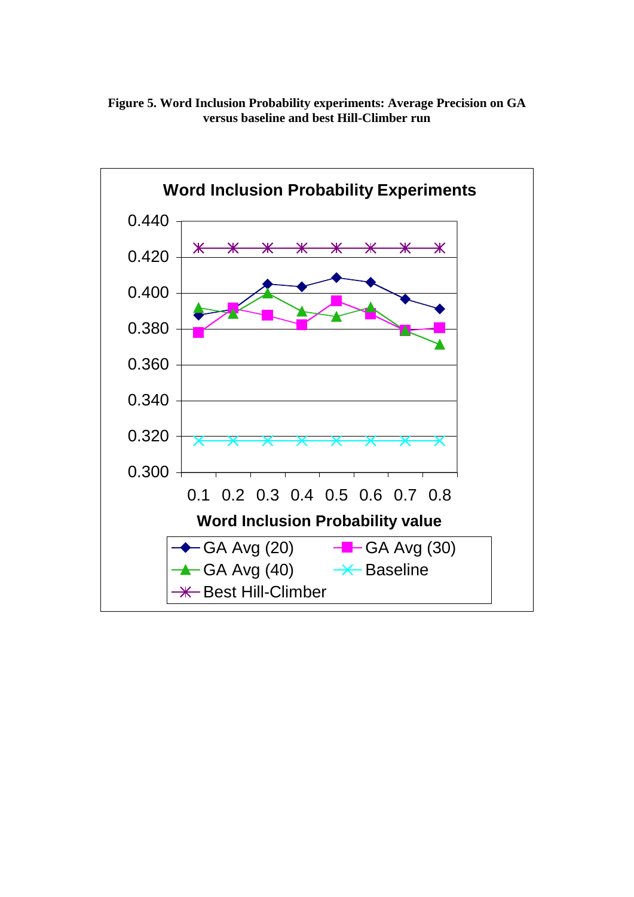**Figure 5. Word Inclusion Probability experiments: Average Precision on GA versus baseline and best Hill-Climber run**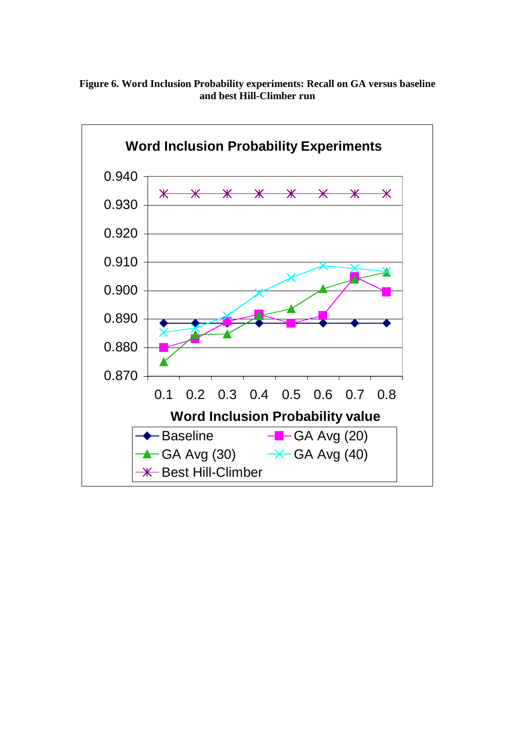**Figure 6. Word Inclusion Probability experiments: Recall on GA versus baseline and best Hill-Climber run**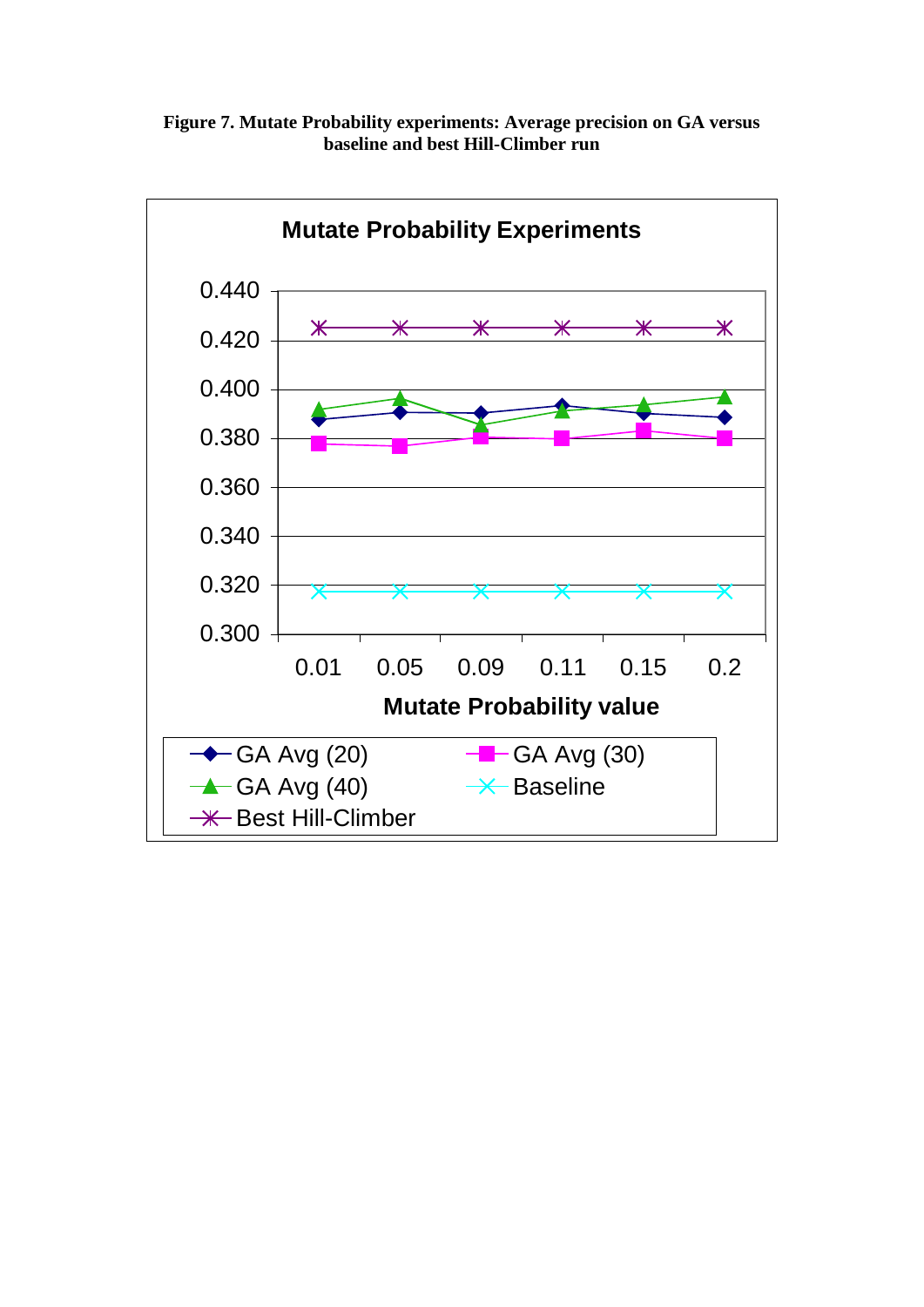**Figure 7. Mutate Probability experiments: Average precision on GA versus baseline and best Hill-Climber run**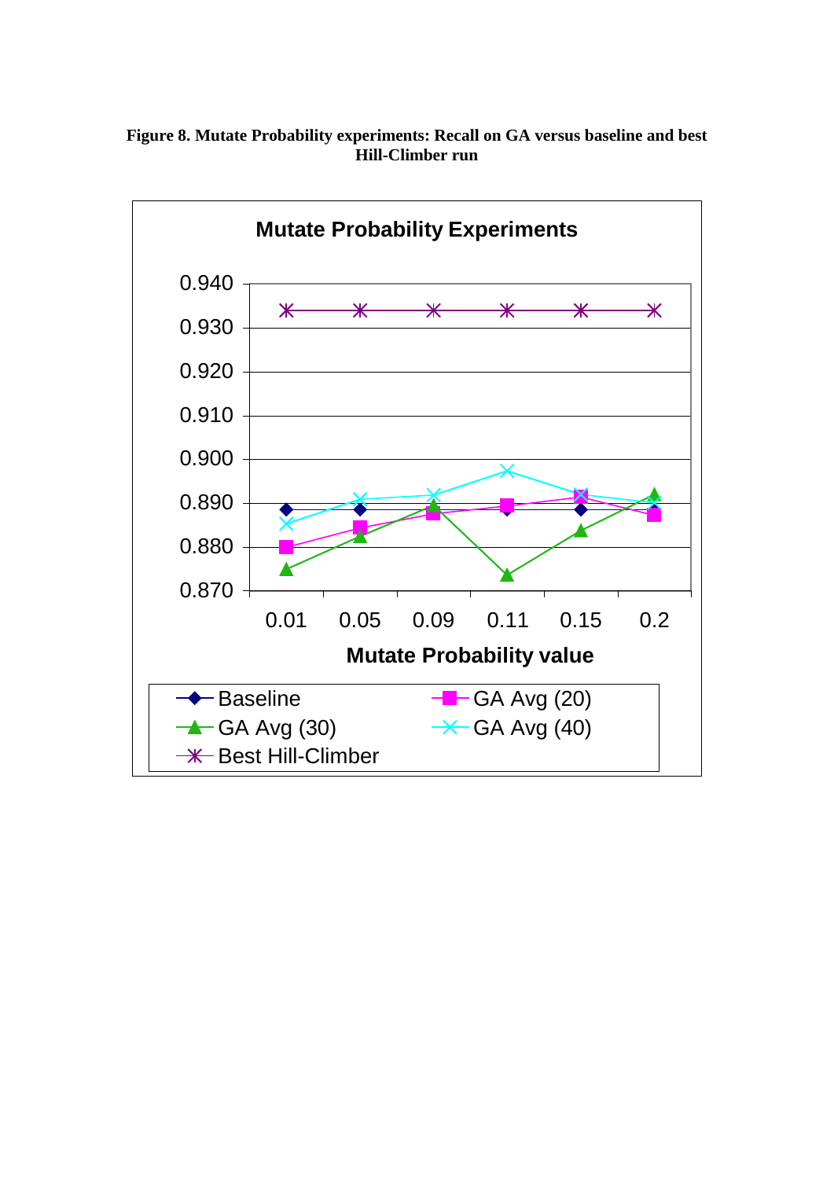**Figure 8. Mutate Probability experiments: Recall on GA versus baseline and best Hill-Climber run**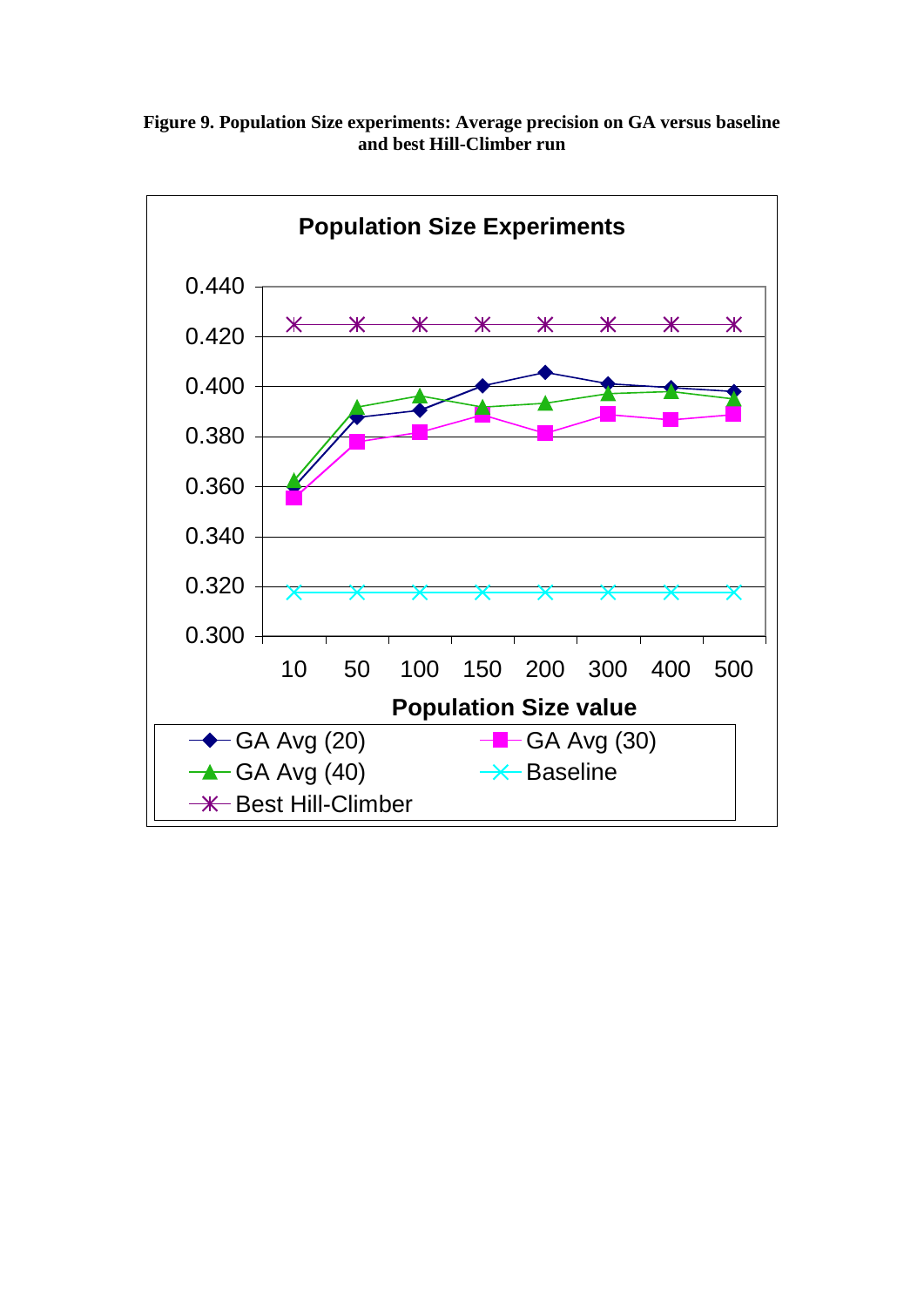**Figure 9. Population Size experiments: Average precision on GA versus baseline and best Hill-Climber run**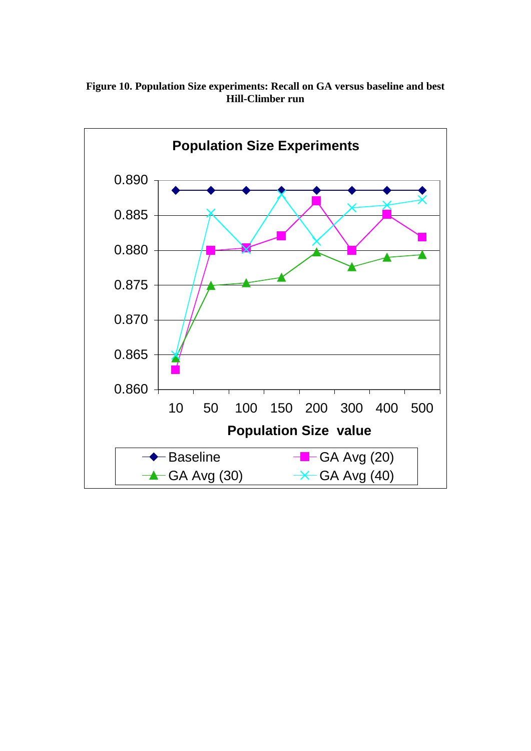**Figure 10. Population Size experiments: Recall on GA versus baseline and best Hill-Climber run**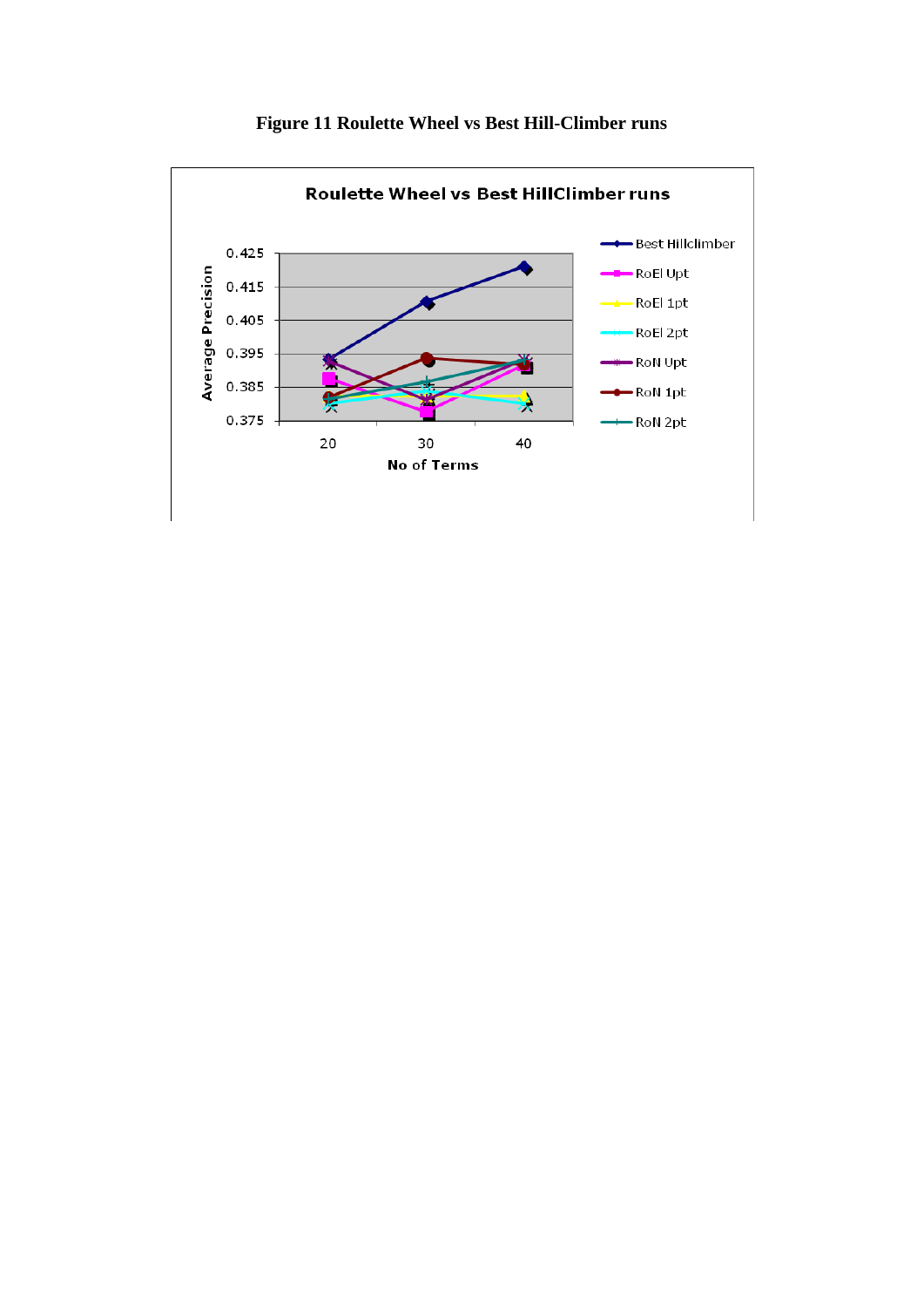**Figure 11 Roulette Wheel vs Best Hill-Climber runs**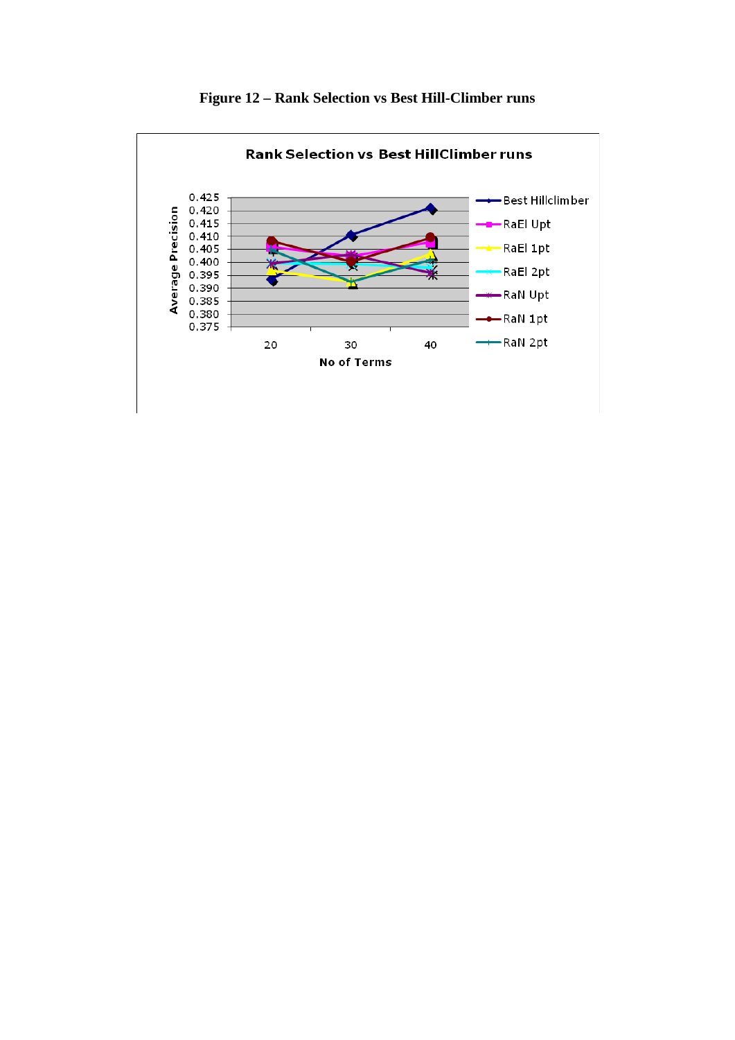**Figure 12 – Rank Selection vs Best Hill-Climber runs**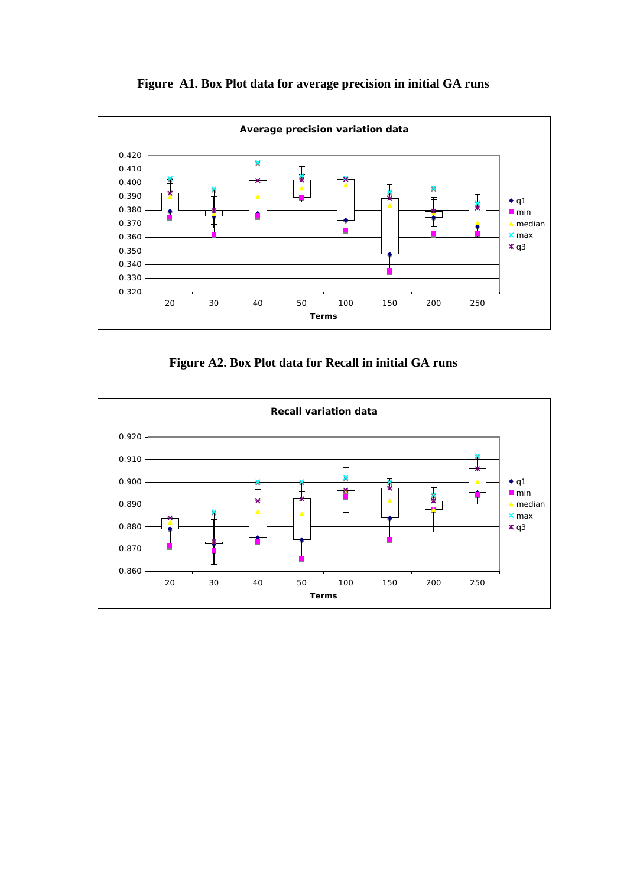**Figure A1. Box Plot data for average precision in initial GA runs**

Average precision variation data

0.420
0.410
0.400
0.390
0.380
0.370
0.360
0.350
0.340
0.330
0.320

20 30 40 50 100 150 200 250

Terms

◆ q1
■ min
▲ median
× max
✱ q3

**Figure A2. Box Plot data for Recall in initial GA runs**

Recall variation data

0.920
0.910
0.900
0.890
0.880
0.870
0.860

20 30 40 50 100 150 200 250

Terms

◆ q1
■ min
▲ median
× max
✱ q3